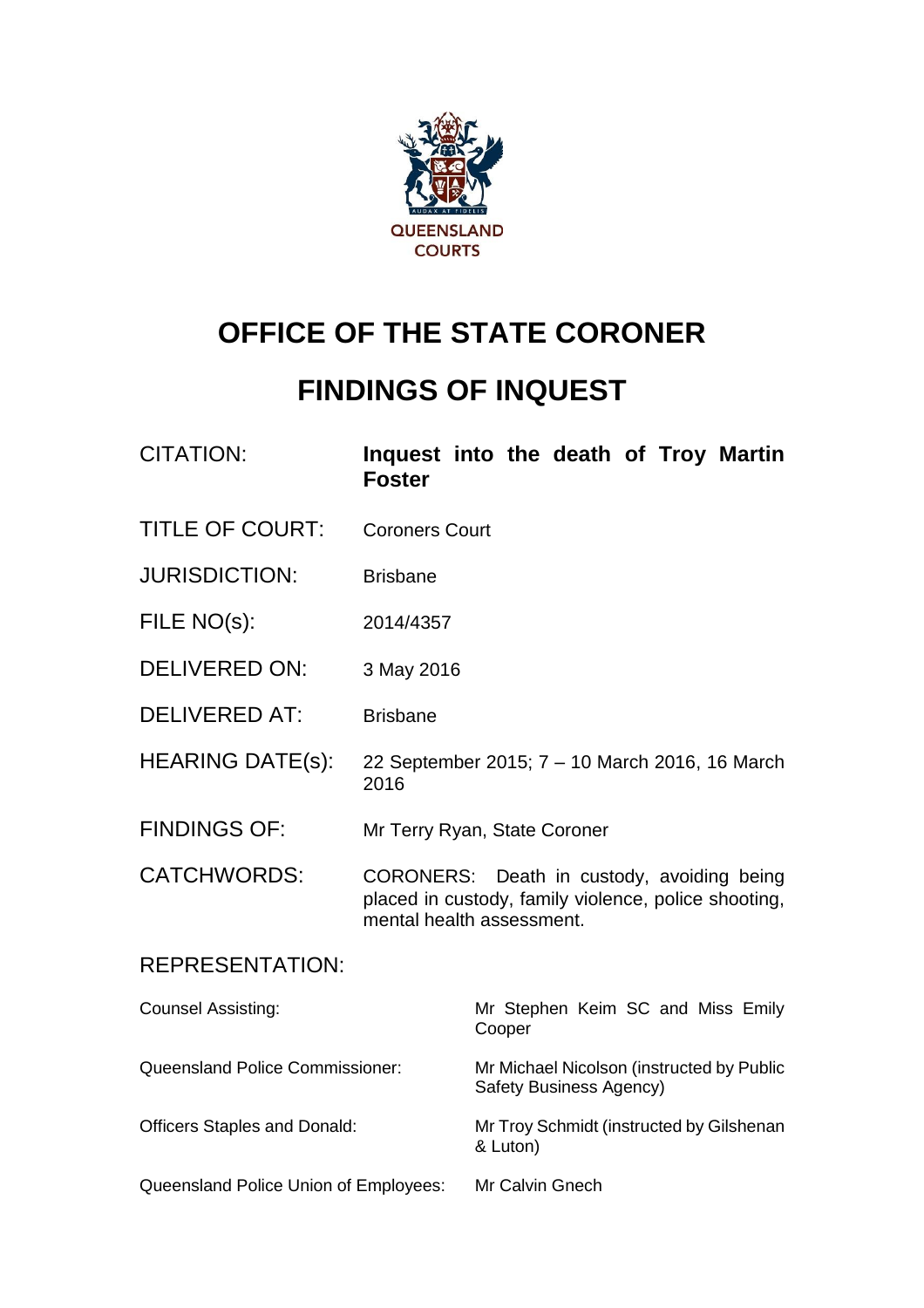QUEENSLAND COURTS

# OFFICE OF THE STATE CORONER

# FINDINGS OF INQUEST

| | |
|---|---|
| CITATION: | **Inquest into the death of Troy Martin Foster** |
| TITLE OF COURT: | Coroners Court |
| JURISDICTION: | Brisbane |
| FILE NO(s): | 2014/4357 |
| DELIVERED ON: | 3 May 2016 |
| DELIVERED AT: | Brisbane |
| HEARING DATE(s): | 22 September 2015; 7 – 10 March 2016, 16 March 2016 |
| FINDINGS OF: | Mr Terry Ryan, State Coroner |
| CATCHWORDS: | CORONERS: Death in custody, avoiding being placed in custody, family violence, police shooting, mental health assessment. |

REPRESENTATION:

| | |
|---|---|
| Counsel Assisting: | Mr Stephen Keim SC and Miss Emily Cooper |
| Queensland Police Commissioner: | Mr Michael Nicolson (instructed by Public Safety Business Agency) |
| Officers Staples and Donald: | Mr Troy Schmidt (instructed by Gilshenan & Luton) |
| Queensland Police Union of Employees: | Mr Calvin Gnech |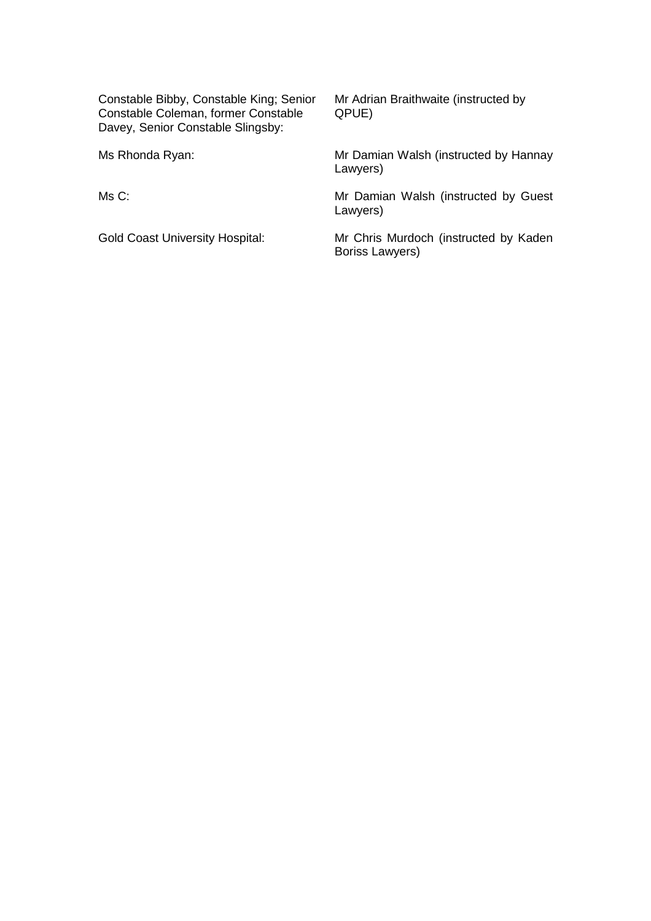| | |
|---|---|
| Constable Bibby, Constable King; Senior Constable Coleman, former Constable Davey, Senior Constable Slingsby: | Mr Adrian Braithwaite (instructed by QPUE) |
| Ms Rhonda Ryan: | Mr Damian Walsh (instructed by Hannay Lawyers) |
| Ms C: | Mr Damian Walsh (instructed by Guest Lawyers) |
| Gold Coast University Hospital: | Mr Chris Murdoch (instructed by Kaden Boriss Lawyers) |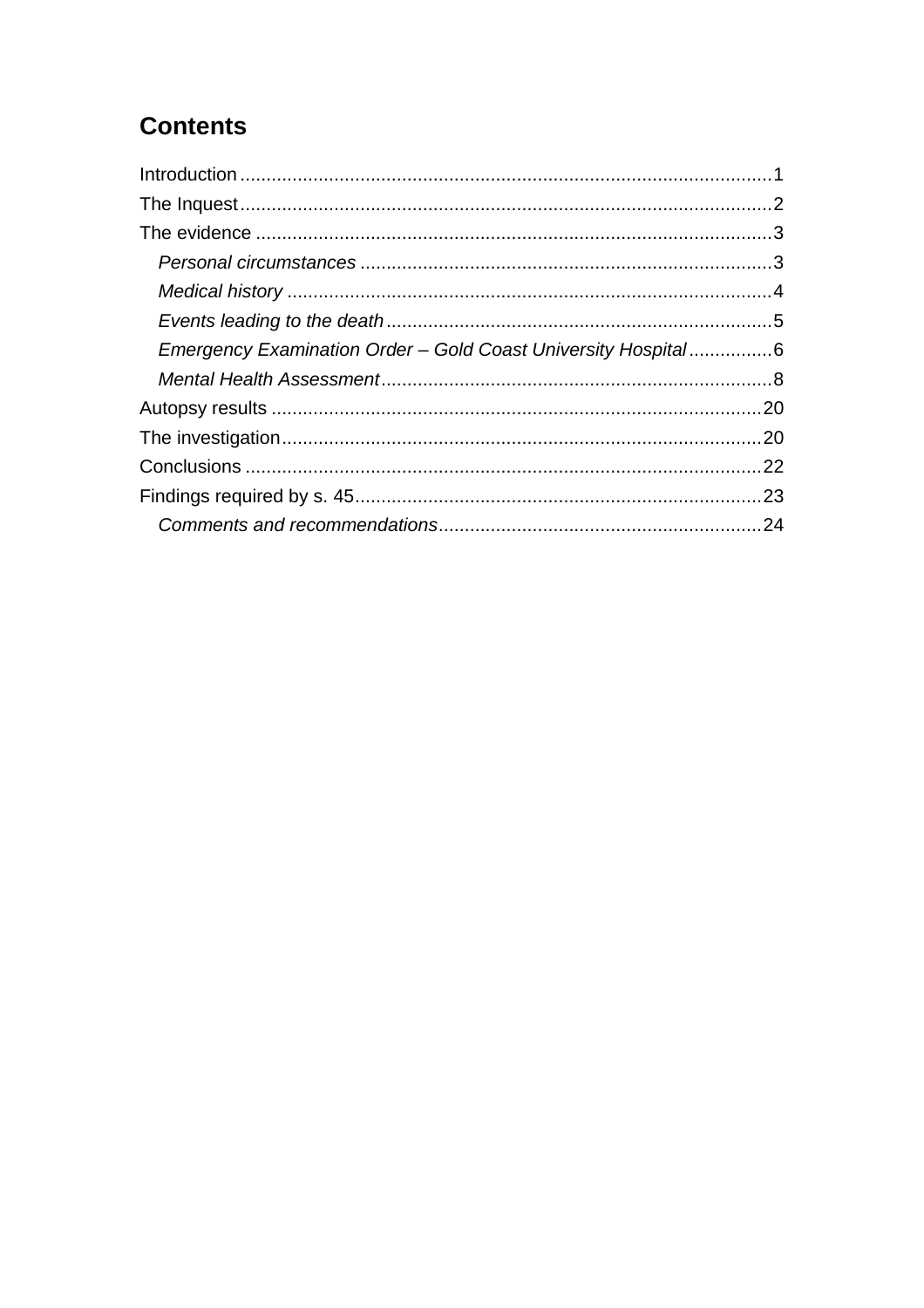# Contents

Introduction ....................................................................................................1
The Inquest ....................................................................................................2
The evidence ..................................................................................................3
  *Personal circumstances* ..............................................................................3
  *Medical history* ............................................................................................4
  *Events leading to the death* .........................................................................5
  *Emergency Examination Order – Gold Coast University Hospital* ................6
  *Mental Health Assessment* ..........................................................................8
Autopsy results .............................................................................................20
The investigation ...........................................................................................20
Conclusions ..................................................................................................22
Findings required by s. 45 .............................................................................23
  *Comments and recommendations* .............................................................24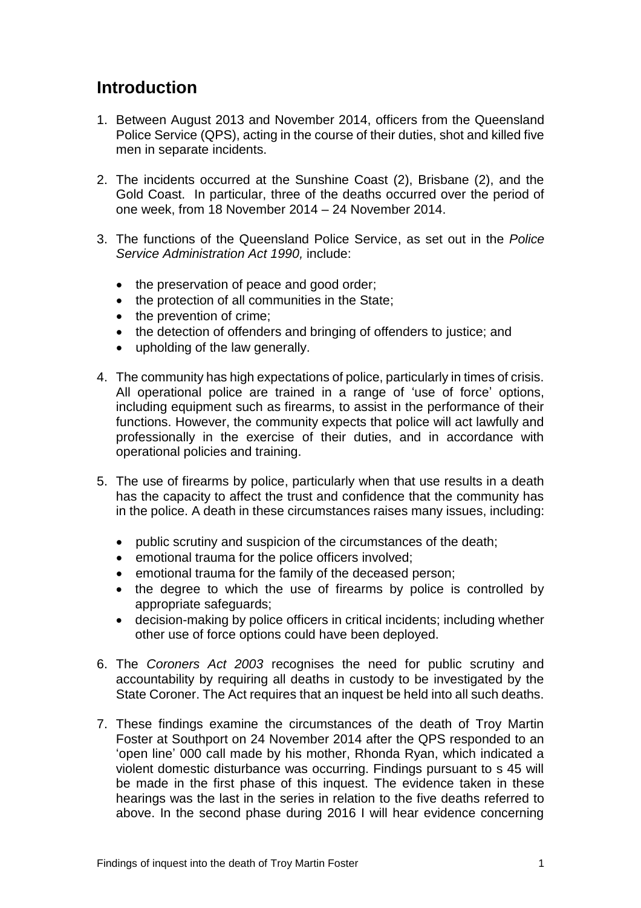## Introduction

1. Between August 2013 and November 2014, officers from the Queensland Police Service (QPS), acting in the course of their duties, shot and killed five men in separate incidents.

2. The incidents occurred at the Sunshine Coast (2), Brisbane (2), and the Gold Coast. In particular, three of the deaths occurred over the period of one week, from 18 November 2014 – 24 November 2014.

3. The functions of the Queensland Police Service, as set out in the *Police Service Administration Act 1990,* include:

   - the preservation of peace and good order;
   - the protection of all communities in the State;
   - the prevention of crime;
   - the detection of offenders and bringing of offenders to justice; and
   - upholding of the law generally.

4. The community has high expectations of police, particularly in times of crisis. All operational police are trained in a range of 'use of force' options, including equipment such as firearms, to assist in the performance of their functions. However, the community expects that police will act lawfully and professionally in the exercise of their duties, and in accordance with operational policies and training.

5. The use of firearms by police, particularly when that use results in a death has the capacity to affect the trust and confidence that the community has in the police. A death in these circumstances raises many issues, including:

   - public scrutiny and suspicion of the circumstances of the death;
   - emotional trauma for the police officers involved;
   - emotional trauma for the family of the deceased person;
   - the degree to which the use of firearms by police is controlled by appropriate safeguards;
   - decision-making by police officers in critical incidents; including whether other use of force options could have been deployed.

6. The *Coroners Act 2003* recognises the need for public scrutiny and accountability by requiring all deaths in custody to be investigated by the State Coroner. The Act requires that an inquest be held into all such deaths.

7. These findings examine the circumstances of the death of Troy Martin Foster at Southport on 24 November 2014 after the QPS responded to an 'open line' 000 call made by his mother, Rhonda Ryan, which indicated a violent domestic disturbance was occurring. Findings pursuant to s 45 will be made in the first phase of this inquest. The evidence taken in these hearings was the last in the series in relation to the five deaths referred to above. In the second phase during 2016 I will hear evidence concerning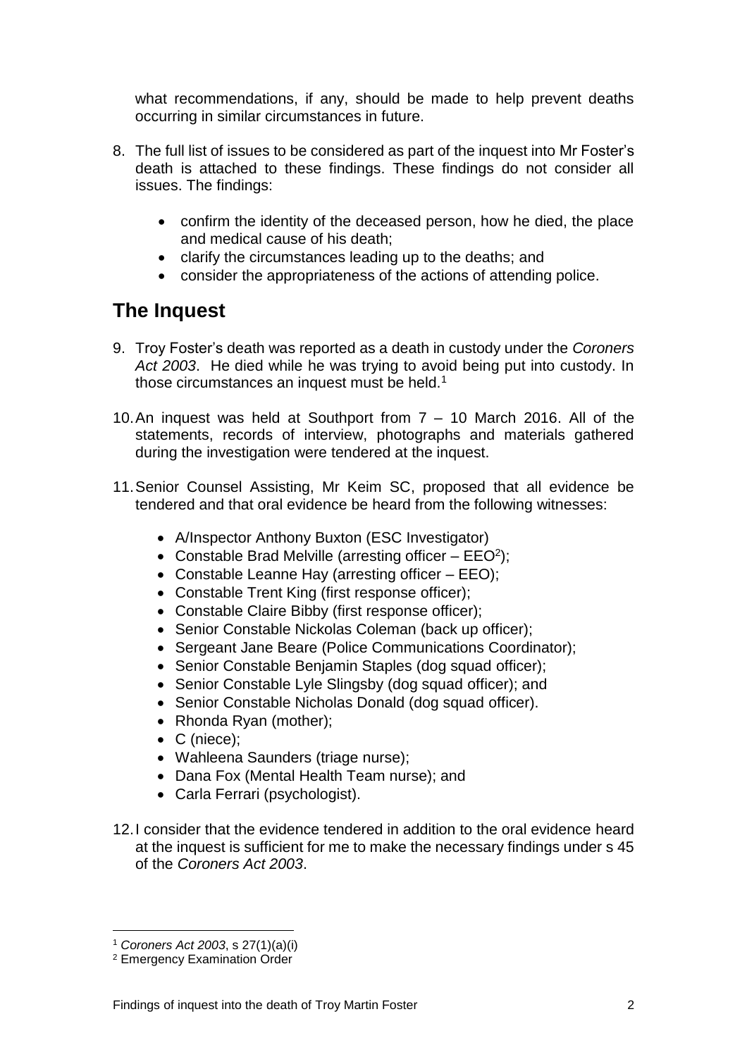what recommendations, if any, should be made to help prevent deaths occurring in similar circumstances in future.

8. The full list of issues to be considered as part of the inquest into Mr Foster's death is attached to these findings. These findings do not consider all issues. The findings:

   - confirm the identity of the deceased person, how he died, the place and medical cause of his death;
   - clarify the circumstances leading up to the deaths; and
   - consider the appropriateness of the actions of attending police.

## The Inquest

9. Troy Foster's death was reported as a death in custody under the *Coroners Act 2003*. He died while he was trying to avoid being put into custody. In those circumstances an inquest must be held.[1]

10. An inquest was held at Southport from 7 – 10 March 2016. All of the statements, records of interview, photographs and materials gathered during the investigation were tendered at the inquest.

11. Senior Counsel Assisting, Mr Keim SC, proposed that all evidence be tendered and that oral evidence be heard from the following witnesses:

    - A/Inspector Anthony Buxton (ESC Investigator)
    - Constable Brad Melville (arresting officer – EEO[2]);
    - Constable Leanne Hay (arresting officer – EEO);
    - Constable Trent King (first response officer);
    - Constable Claire Bibby (first response officer);
    - Senior Constable Nickolas Coleman (back up officer);
    - Sergeant Jane Beare (Police Communications Coordinator);
    - Senior Constable Benjamin Staples (dog squad officer);
    - Senior Constable Lyle Slingsby (dog squad officer); and
    - Senior Constable Nicholas Donald (dog squad officer).
    - Rhonda Ryan (mother);
    - C (niece);
    - Wahleena Saunders (triage nurse);
    - Dana Fox (Mental Health Team nurse); and
    - Carla Ferrari (psychologist).

12. I consider that the evidence tendered in addition to the oral evidence heard at the inquest is sufficient for me to make the necessary findings under s 45 of the *Coroners Act 2003*.

---

[1] *Coroners Act 2003*, s 27(1)(a)(i)

[2] Emergency Examination Order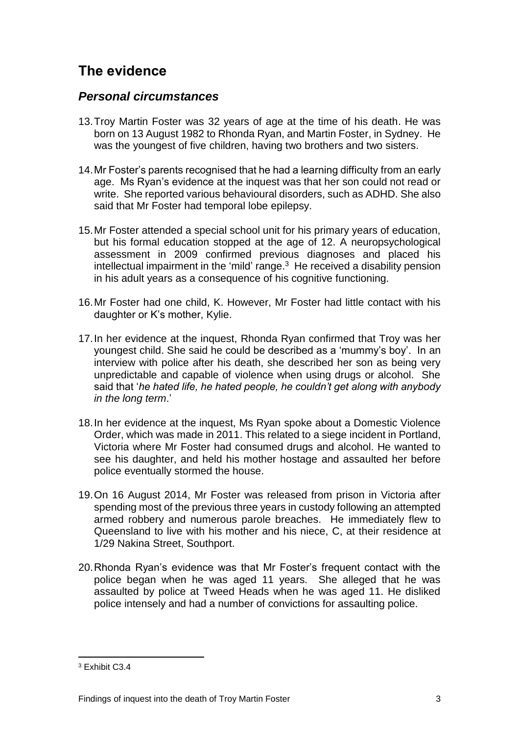## The evidence

### *Personal circumstances*

13. Troy Martin Foster was 32 years of age at the time of his death. He was born on 13 August 1982 to Rhonda Ryan, and Martin Foster, in Sydney. He was the youngest of five children, having two brothers and two sisters.

14. Mr Foster's parents recognised that he had a learning difficulty from an early age. Ms Ryan's evidence at the inquest was that her son could not read or write. She reported various behavioural disorders, such as ADHD. She also said that Mr Foster had temporal lobe epilepsy.

15. Mr Foster attended a special school unit for his primary years of education, but his formal education stopped at the age of 12. A neuropsychological assessment in 2009 confirmed previous diagnoses and placed his intellectual impairment in the 'mild' range.[3] He received a disability pension in his adult years as a consequence of his cognitive functioning.

16. Mr Foster had one child, K. However, Mr Foster had little contact with his daughter or K's mother, Kylie.

17. In her evidence at the inquest, Rhonda Ryan confirmed that Troy was her youngest child. She said he could be described as a 'mummy's boy'. In an interview with police after his death, she described her son as being very unpredictable and capable of violence when using drugs or alcohol. She said that '*he hated life, he hated people, he couldn't get along with anybody in the long term*.'

18. In her evidence at the inquest, Ms Ryan spoke about a Domestic Violence Order, which was made in 2011. This related to a siege incident in Portland, Victoria where Mr Foster had consumed drugs and alcohol. He wanted to see his daughter, and held his mother hostage and assaulted her before police eventually stormed the house.

19. On 16 August 2014, Mr Foster was released from prison in Victoria after spending most of the previous three years in custody following an attempted armed robbery and numerous parole breaches. He immediately flew to Queensland to live with his mother and his niece, C, at their residence at 1/29 Nakina Street, Southport.

20. Rhonda Ryan's evidence was that Mr Foster's frequent contact with the police began when he was aged 11 years. She alleged that he was assaulted by police at Tweed Heads when he was aged 11. He disliked police intensely and had a number of convictions for assaulting police.

---

[3] Exhibit C3.4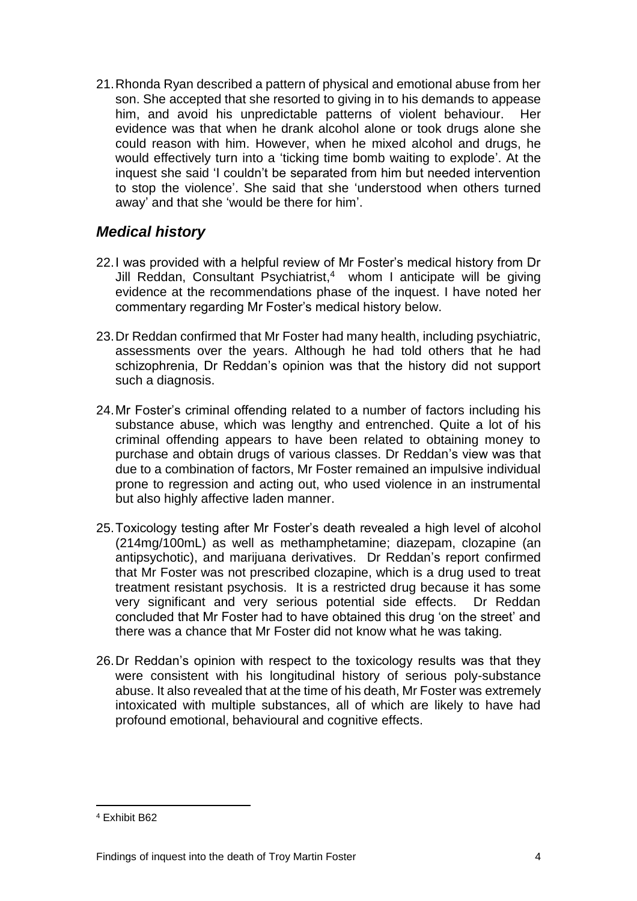21. Rhonda Ryan described a pattern of physical and emotional abuse from her son. She accepted that she resorted to giving in to his demands to appease him, and avoid his unpredictable patterns of violent behaviour. Her evidence was that when he drank alcohol alone or took drugs alone she could reason with him. However, when he mixed alcohol and drugs, he would effectively turn into a 'ticking time bomb waiting to explode'. At the inquest she said 'I couldn't be separated from him but needed intervention to stop the violence'. She said that she 'understood when others turned away' and that she 'would be there for him'.

## *Medical history*

22. I was provided with a helpful review of Mr Foster's medical history from Dr Jill Reddan, Consultant Psychiatrist,[4] whom I anticipate will be giving evidence at the recommendations phase of the inquest. I have noted her commentary regarding Mr Foster's medical history below.

23. Dr Reddan confirmed that Mr Foster had many health, including psychiatric, assessments over the years. Although he had told others that he had schizophrenia, Dr Reddan's opinion was that the history did not support such a diagnosis.

24. Mr Foster's criminal offending related to a number of factors including his substance abuse, which was lengthy and entrenched. Quite a lot of his criminal offending appears to have been related to obtaining money to purchase and obtain drugs of various classes. Dr Reddan's view was that due to a combination of factors, Mr Foster remained an impulsive individual prone to regression and acting out, who used violence in an instrumental but also highly affective laden manner.

25. Toxicology testing after Mr Foster's death revealed a high level of alcohol (214mg/100mL) as well as methamphetamine; diazepam, clozapine (an antipsychotic), and marijuana derivatives. Dr Reddan's report confirmed that Mr Foster was not prescribed clozapine, which is a drug used to treat treatment resistant psychosis. It is a restricted drug because it has some very significant and very serious potential side effects. Dr Reddan concluded that Mr Foster had to have obtained this drug 'on the street' and there was a chance that Mr Foster did not know what he was taking.

26. Dr Reddan's opinion with respect to the toxicology results was that they were consistent with his longitudinal history of serious poly-substance abuse. It also revealed that at the time of his death, Mr Foster was extremely intoxicated with multiple substances, all of which are likely to have had profound emotional, behavioural and cognitive effects.

[4] Exhibit B62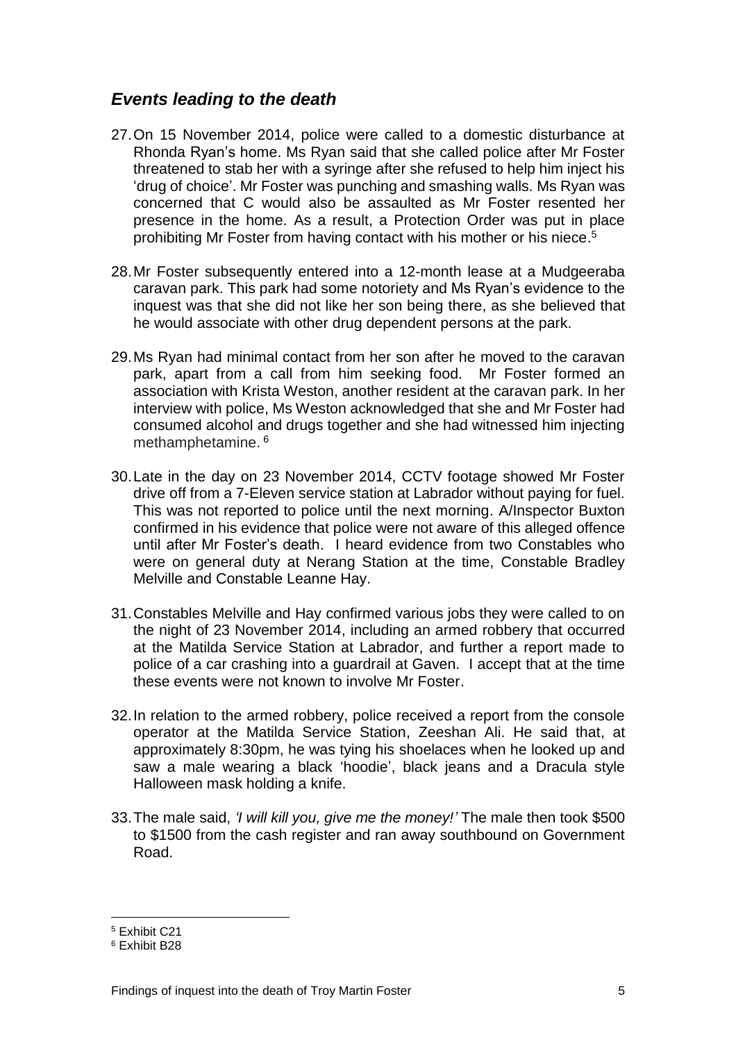## *Events leading to the death*

27. On 15 November 2014, police were called to a domestic disturbance at Rhonda Ryan's home. Ms Ryan said that she called police after Mr Foster threatened to stab her with a syringe after she refused to help him inject his 'drug of choice'. Mr Foster was punching and smashing walls. Ms Ryan was concerned that C would also be assaulted as Mr Foster resented her presence in the home. As a result, a Protection Order was put in place prohibiting Mr Foster from having contact with his mother or his niece.[5]

28. Mr Foster subsequently entered into a 12-month lease at a Mudgeeraba caravan park. This park had some notoriety and Ms Ryan's evidence to the inquest was that she did not like her son being there, as she believed that he would associate with other drug dependent persons at the park.

29. Ms Ryan had minimal contact from her son after he moved to the caravan park, apart from a call from him seeking food. Mr Foster formed an association with Krista Weston, another resident at the caravan park. In her interview with police, Ms Weston acknowledged that she and Mr Foster had consumed alcohol and drugs together and she had witnessed him injecting methamphetamine.[6]

30. Late in the day on 23 November 2014, CCTV footage showed Mr Foster drive off from a 7-Eleven service station at Labrador without paying for fuel. This was not reported to police until the next morning. A/Inspector Buxton confirmed in his evidence that police were not aware of this alleged offence until after Mr Foster's death. I heard evidence from two Constables who were on general duty at Nerang Station at the time, Constable Bradley Melville and Constable Leanne Hay.

31. Constables Melville and Hay confirmed various jobs they were called to on the night of 23 November 2014, including an armed robbery that occurred at the Matilda Service Station at Labrador, and further a report made to police of a car crashing into a guardrail at Gaven. I accept that at the time these events were not known to involve Mr Foster.

32. In relation to the armed robbery, police received a report from the console operator at the Matilda Service Station, Zeeshan Ali. He said that, at approximately 8:30pm, he was tying his shoelaces when he looked up and saw a male wearing a black 'hoodie', black jeans and a Dracula style Halloween mask holding a knife.

33. The male said, *'I will kill you, give me the money!'* The male then took \$500 to \$1500 from the cash register and ran away southbound on Government Road.

---

[5] Exhibit C21

[6] Exhibit B28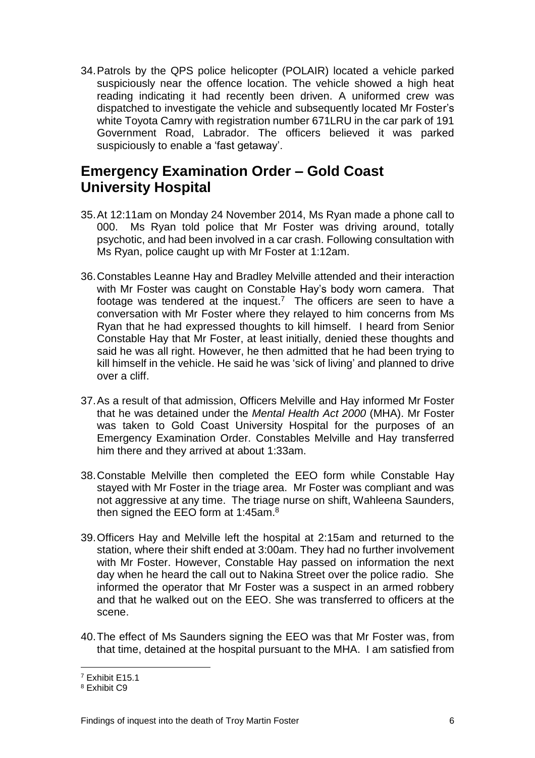34. Patrols by the QPS police helicopter (POLAIR) located a vehicle parked suspiciously near the offence location. The vehicle showed a high heat reading indicating it had recently been driven. A uniformed crew was dispatched to investigate the vehicle and subsequently located Mr Foster's white Toyota Camry with registration number 671LRU in the car park of 191 Government Road, Labrador. The officers believed it was parked suspiciously to enable a 'fast getaway'.

## Emergency Examination Order – Gold Coast University Hospital

35. At 12:11am on Monday 24 November 2014, Ms Ryan made a phone call to 000. Ms Ryan told police that Mr Foster was driving around, totally psychotic, and had been involved in a car crash. Following consultation with Ms Ryan, police caught up with Mr Foster at 1:12am.

36. Constables Leanne Hay and Bradley Melville attended and their interaction with Mr Foster was caught on Constable Hay's body worn camera. That footage was tendered at the inquest.[7] The officers are seen to have a conversation with Mr Foster where they relayed to him concerns from Ms Ryan that he had expressed thoughts to kill himself. I heard from Senior Constable Hay that Mr Foster, at least initially, denied these thoughts and said he was all right. However, he then admitted that he had been trying to kill himself in the vehicle. He said he was 'sick of living' and planned to drive over a cliff.

37. As a result of that admission, Officers Melville and Hay informed Mr Foster that he was detained under the *Mental Health Act 2000* (MHA). Mr Foster was taken to Gold Coast University Hospital for the purposes of an Emergency Examination Order. Constables Melville and Hay transferred him there and they arrived at about 1:33am.

38. Constable Melville then completed the EEO form while Constable Hay stayed with Mr Foster in the triage area. Mr Foster was compliant and was not aggressive at any time. The triage nurse on shift, Wahleena Saunders, then signed the EEO form at 1:45am.[8]

39. Officers Hay and Melville left the hospital at 2:15am and returned to the station, where their shift ended at 3:00am. They had no further involvement with Mr Foster. However, Constable Hay passed on information the next day when he heard the call out to Nakina Street over the police radio. She informed the operator that Mr Foster was a suspect in an armed robbery and that he walked out on the EEO. She was transferred to officers at the scene.

40. The effect of Ms Saunders signing the EEO was that Mr Foster was, from that time, detained at the hospital pursuant to the MHA. I am satisfied from

---

[7] Exhibit E15.1

[8] Exhibit C9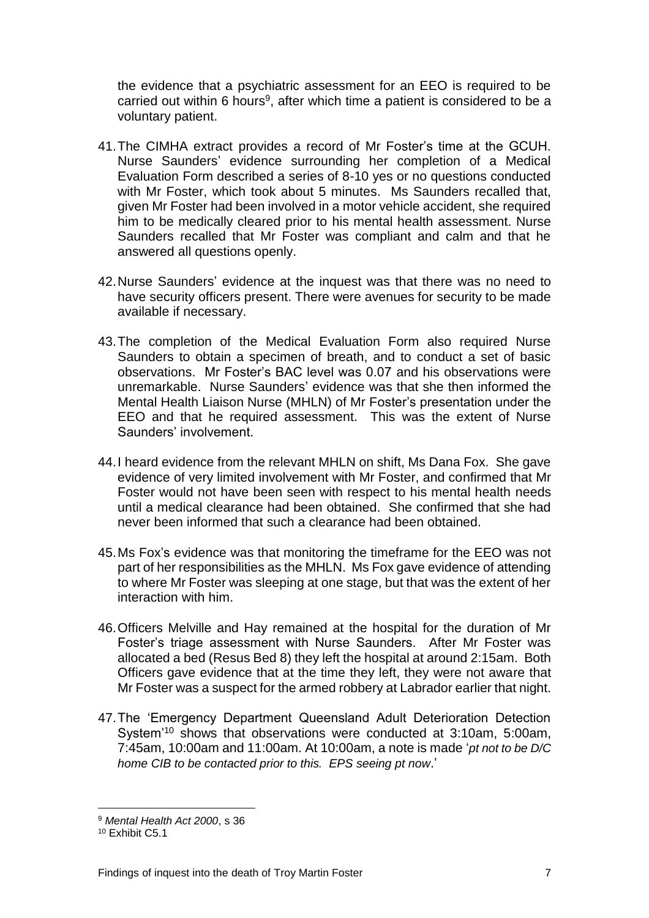the evidence that a psychiatric assessment for an EEO is required to be carried out within 6 hours[9], after which time a patient is considered to be a voluntary patient.

41. The CIMHA extract provides a record of Mr Foster's time at the GCUH. Nurse Saunders' evidence surrounding her completion of a Medical Evaluation Form described a series of 8-10 yes or no questions conducted with Mr Foster, which took about 5 minutes. Ms Saunders recalled that, given Mr Foster had been involved in a motor vehicle accident, she required him to be medically cleared prior to his mental health assessment. Nurse Saunders recalled that Mr Foster was compliant and calm and that he answered all questions openly.

42. Nurse Saunders' evidence at the inquest was that there was no need to have security officers present. There were avenues for security to be made available if necessary.

43. The completion of the Medical Evaluation Form also required Nurse Saunders to obtain a specimen of breath, and to conduct a set of basic observations. Mr Foster's BAC level was 0.07 and his observations were unremarkable. Nurse Saunders' evidence was that she then informed the Mental Health Liaison Nurse (MHLN) of Mr Foster's presentation under the EEO and that he required assessment. This was the extent of Nurse Saunders' involvement.

44. I heard evidence from the relevant MHLN on shift, Ms Dana Fox. She gave evidence of very limited involvement with Mr Foster, and confirmed that Mr Foster would not have been seen with respect to his mental health needs until a medical clearance had been obtained. She confirmed that she had never been informed that such a clearance had been obtained.

45. Ms Fox's evidence was that monitoring the timeframe for the EEO was not part of her responsibilities as the MHLN. Ms Fox gave evidence of attending to where Mr Foster was sleeping at one stage, but that was the extent of her interaction with him.

46. Officers Melville and Hay remained at the hospital for the duration of Mr Foster's triage assessment with Nurse Saunders. After Mr Foster was allocated a bed (Resus Bed 8) they left the hospital at around 2:15am. Both Officers gave evidence that at the time they left, they were not aware that Mr Foster was a suspect for the armed robbery at Labrador earlier that night.

47. The 'Emergency Department Queensland Adult Deterioration Detection System'[10] shows that observations were conducted at 3:10am, 5:00am, 7:45am, 10:00am and 11:00am. At 10:00am, a note is made '*pt not to be D/C home CIB to be contacted prior to this. EPS seeing pt now*.'

---

[9] *Mental Health Act 2000*, s 36

[10] Exhibit C5.1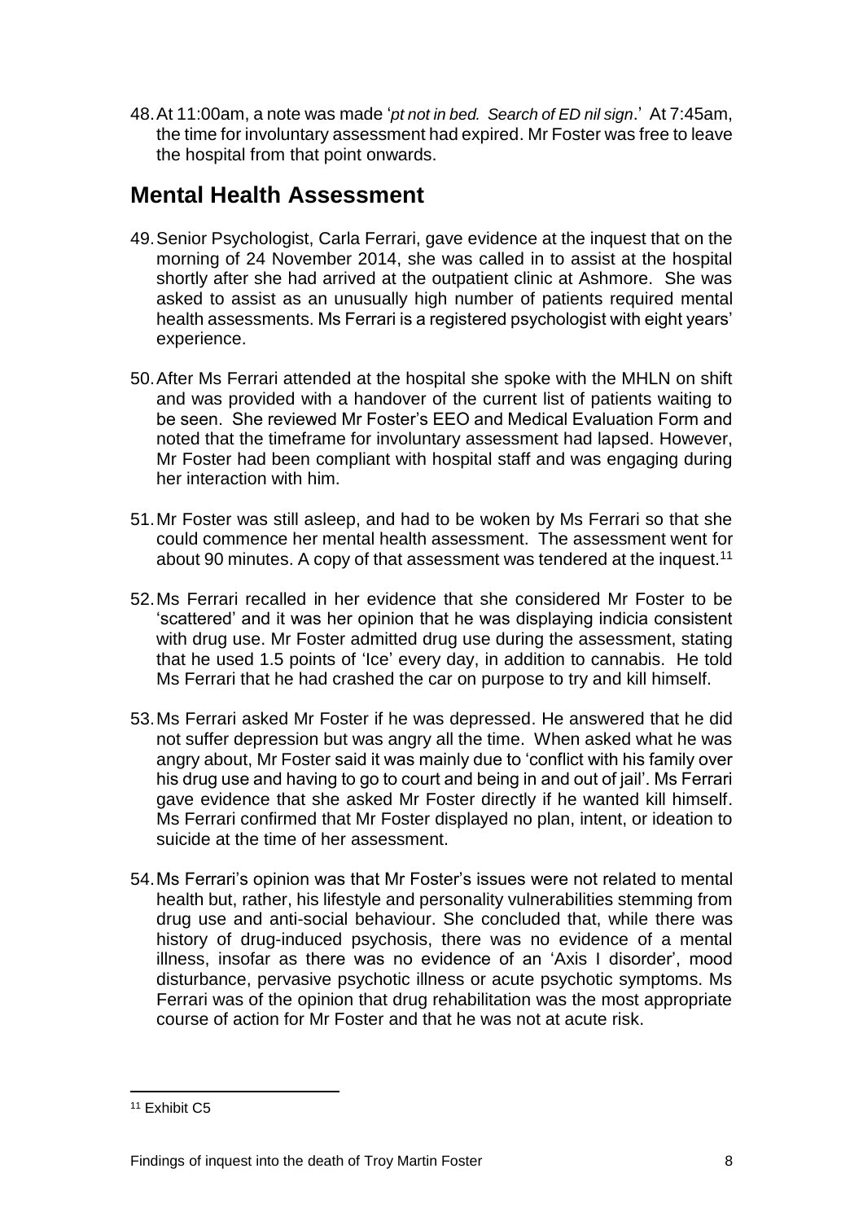48. At 11:00am, a note was made '*pt not in bed. Search of ED nil sign*.' At 7:45am, the time for involuntary assessment had expired. Mr Foster was free to leave the hospital from that point onwards.

## Mental Health Assessment

49. Senior Psychologist, Carla Ferrari, gave evidence at the inquest that on the morning of 24 November 2014, she was called in to assist at the hospital shortly after she had arrived at the outpatient clinic at Ashmore. She was asked to assist as an unusually high number of patients required mental health assessments. Ms Ferrari is a registered psychologist with eight years' experience.

50. After Ms Ferrari attended at the hospital she spoke with the MHLN on shift and was provided with a handover of the current list of patients waiting to be seen. She reviewed Mr Foster's EEO and Medical Evaluation Form and noted that the timeframe for involuntary assessment had lapsed. However, Mr Foster had been compliant with hospital staff and was engaging during her interaction with him.

51. Mr Foster was still asleep, and had to be woken by Ms Ferrari so that she could commence her mental health assessment. The assessment went for about 90 minutes. A copy of that assessment was tendered at the inquest.[11]

52. Ms Ferrari recalled in her evidence that she considered Mr Foster to be 'scattered' and it was her opinion that he was displaying indicia consistent with drug use. Mr Foster admitted drug use during the assessment, stating that he used 1.5 points of 'Ice' every day, in addition to cannabis. He told Ms Ferrari that he had crashed the car on purpose to try and kill himself.

53. Ms Ferrari asked Mr Foster if he was depressed. He answered that he did not suffer depression but was angry all the time. When asked what he was angry about, Mr Foster said it was mainly due to 'conflict with his family over his drug use and having to go to court and being in and out of jail'. Ms Ferrari gave evidence that she asked Mr Foster directly if he wanted kill himself. Ms Ferrari confirmed that Mr Foster displayed no plan, intent, or ideation to suicide at the time of her assessment.

54. Ms Ferrari's opinion was that Mr Foster's issues were not related to mental health but, rather, his lifestyle and personality vulnerabilities stemming from drug use and anti-social behaviour. She concluded that, while there was history of drug-induced psychosis, there was no evidence of a mental illness, insofar as there was no evidence of an 'Axis I disorder', mood disturbance, pervasive psychotic illness or acute psychotic symptoms. Ms Ferrari was of the opinion that drug rehabilitation was the most appropriate course of action for Mr Foster and that he was not at acute risk.

---

[11] Exhibit C5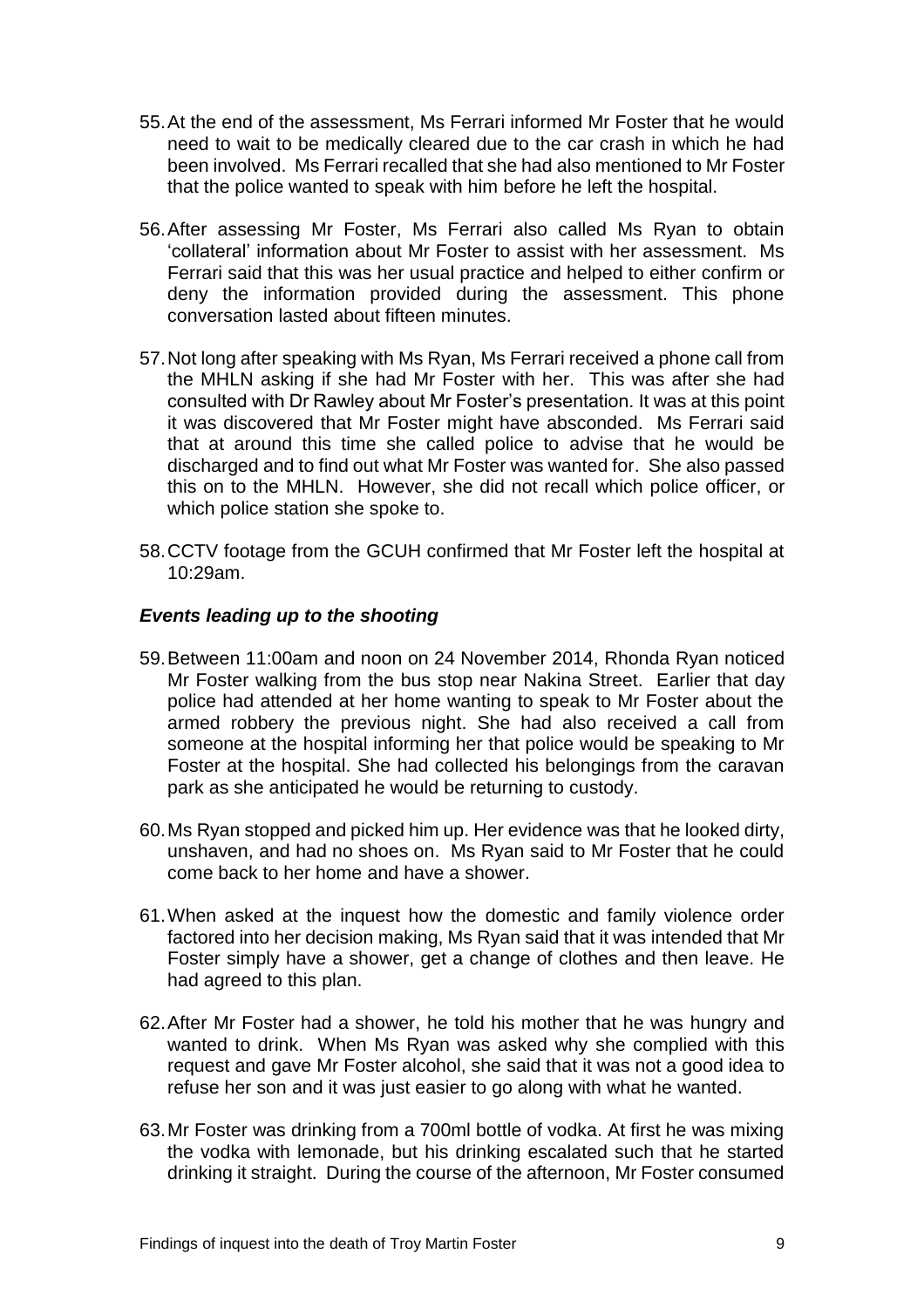55. At the end of the assessment, Ms Ferrari informed Mr Foster that he would need to wait to be medically cleared due to the car crash in which he had been involved. Ms Ferrari recalled that she had also mentioned to Mr Foster that the police wanted to speak with him before he left the hospital.

56. After assessing Mr Foster, Ms Ferrari also called Ms Ryan to obtain 'collateral' information about Mr Foster to assist with her assessment. Ms Ferrari said that this was her usual practice and helped to either confirm or deny the information provided during the assessment. This phone conversation lasted about fifteen minutes.

57. Not long after speaking with Ms Ryan, Ms Ferrari received a phone call from the MHLN asking if she had Mr Foster with her. This was after she had consulted with Dr Rawley about Mr Foster's presentation. It was at this point it was discovered that Mr Foster might have absconded. Ms Ferrari said that at around this time she called police to advise that he would be discharged and to find out what Mr Foster was wanted for. She also passed this on to the MHLN. However, she did not recall which police officer, or which police station she spoke to.

58. CCTV footage from the GCUH confirmed that Mr Foster left the hospital at 10:29am.

### *Events leading up to the shooting*

59. Between 11:00am and noon on 24 November 2014, Rhonda Ryan noticed Mr Foster walking from the bus stop near Nakina Street. Earlier that day police had attended at her home wanting to speak to Mr Foster about the armed robbery the previous night. She had also received a call from someone at the hospital informing her that police would be speaking to Mr Foster at the hospital. She had collected his belongings from the caravan park as she anticipated he would be returning to custody.

60. Ms Ryan stopped and picked him up. Her evidence was that he looked dirty, unshaven, and had no shoes on. Ms Ryan said to Mr Foster that he could come back to her home and have a shower.

61. When asked at the inquest how the domestic and family violence order factored into her decision making, Ms Ryan said that it was intended that Mr Foster simply have a shower, get a change of clothes and then leave. He had agreed to this plan.

62. After Mr Foster had a shower, he told his mother that he was hungry and wanted to drink. When Ms Ryan was asked why she complied with this request and gave Mr Foster alcohol, she said that it was not a good idea to refuse her son and it was just easier to go along with what he wanted.

63. Mr Foster was drinking from a 700ml bottle of vodka. At first he was mixing the vodka with lemonade, but his drinking escalated such that he started drinking it straight. During the course of the afternoon, Mr Foster consumed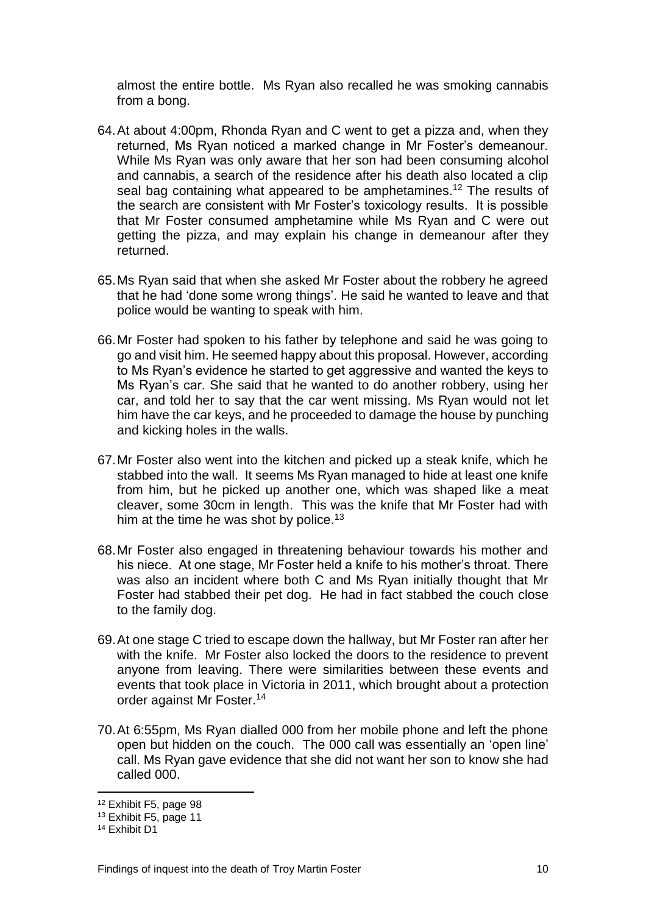almost the entire bottle. Ms Ryan also recalled he was smoking cannabis from a bong.

64. At about 4:00pm, Rhonda Ryan and C went to get a pizza and, when they returned, Ms Ryan noticed a marked change in Mr Foster's demeanour. While Ms Ryan was only aware that her son had been consuming alcohol and cannabis, a search of the residence after his death also located a clip seal bag containing what appeared to be amphetamines.[12] The results of the search are consistent with Mr Foster's toxicology results. It is possible that Mr Foster consumed amphetamine while Ms Ryan and C were out getting the pizza, and may explain his change in demeanour after they returned.

65. Ms Ryan said that when she asked Mr Foster about the robbery he agreed that he had 'done some wrong things'. He said he wanted to leave and that police would be wanting to speak with him.

66. Mr Foster had spoken to his father by telephone and said he was going to go and visit him. He seemed happy about this proposal. However, according to Ms Ryan's evidence he started to get aggressive and wanted the keys to Ms Ryan's car. She said that he wanted to do another robbery, using her car, and told her to say that the car went missing. Ms Ryan would not let him have the car keys, and he proceeded to damage the house by punching and kicking holes in the walls.

67. Mr Foster also went into the kitchen and picked up a steak knife, which he stabbed into the wall. It seems Ms Ryan managed to hide at least one knife from him, but he picked up another one, which was shaped like a meat cleaver, some 30cm in length. This was the knife that Mr Foster had with him at the time he was shot by police.[13]

68. Mr Foster also engaged in threatening behaviour towards his mother and his niece. At one stage, Mr Foster held a knife to his mother's throat. There was also an incident where both C and Ms Ryan initially thought that Mr Foster had stabbed their pet dog. He had in fact stabbed the couch close to the family dog.

69. At one stage C tried to escape down the hallway, but Mr Foster ran after her with the knife. Mr Foster also locked the doors to the residence to prevent anyone from leaving. There were similarities between these events and events that took place in Victoria in 2011, which brought about a protection order against Mr Foster.[14]

70. At 6:55pm, Ms Ryan dialled 000 from her mobile phone and left the phone open but hidden on the couch. The 000 call was essentially an 'open line' call. Ms Ryan gave evidence that she did not want her son to know she had called 000.

---

[12] Exhibit F5, page 98

[13] Exhibit F5, page 11

[14] Exhibit D1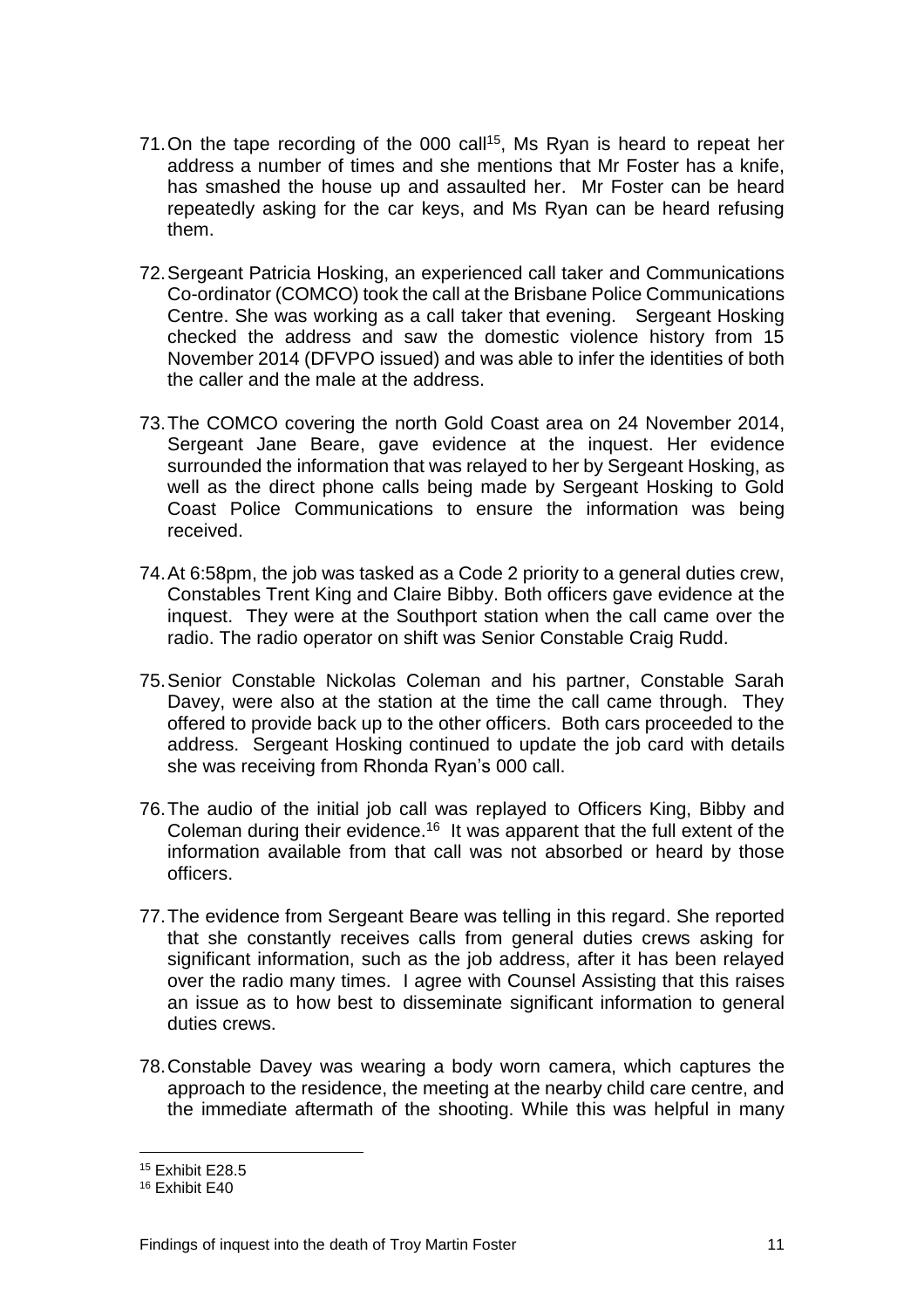71. On the tape recording of the 000 call[15], Ms Ryan is heard to repeat her address a number of times and she mentions that Mr Foster has a knife, has smashed the house up and assaulted her. Mr Foster can be heard repeatedly asking for the car keys, and Ms Ryan can be heard refusing them.

72. Sergeant Patricia Hosking, an experienced call taker and Communications Co-ordinator (COMCO) took the call at the Brisbane Police Communications Centre. She was working as a call taker that evening. Sergeant Hosking checked the address and saw the domestic violence history from 15 November 2014 (DFVPO issued) and was able to infer the identities of both the caller and the male at the address.

73. The COMCO covering the north Gold Coast area on 24 November 2014, Sergeant Jane Beare, gave evidence at the inquest. Her evidence surrounded the information that was relayed to her by Sergeant Hosking, as well as the direct phone calls being made by Sergeant Hosking to Gold Coast Police Communications to ensure the information was being received.

74. At 6:58pm, the job was tasked as a Code 2 priority to a general duties crew, Constables Trent King and Claire Bibby. Both officers gave evidence at the inquest. They were at the Southport station when the call came over the radio. The radio operator on shift was Senior Constable Craig Rudd.

75. Senior Constable Nickolas Coleman and his partner, Constable Sarah Davey, were also at the station at the time the call came through. They offered to provide back up to the other officers. Both cars proceeded to the address. Sergeant Hosking continued to update the job card with details she was receiving from Rhonda Ryan's 000 call.

76. The audio of the initial job call was replayed to Officers King, Bibby and Coleman during their evidence.[16] It was apparent that the full extent of the information available from that call was not absorbed or heard by those officers.

77. The evidence from Sergeant Beare was telling in this regard. She reported that she constantly receives calls from general duties crews asking for significant information, such as the job address, after it has been relayed over the radio many times. I agree with Counsel Assisting that this raises an issue as to how best to disseminate significant information to general duties crews.

78. Constable Davey was wearing a body worn camera, which captures the approach to the residence, the meeting at the nearby child care centre, and the immediate aftermath of the shooting. While this was helpful in many

[15] Exhibit E28.5

[16] Exhibit E40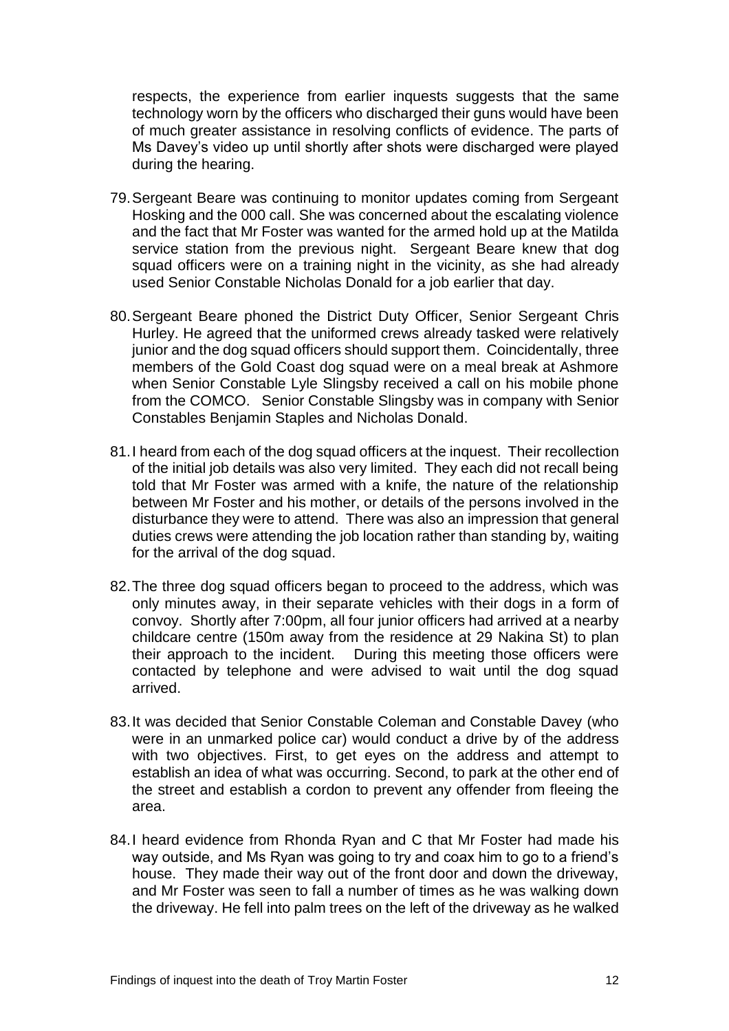respects, the experience from earlier inquests suggests that the same technology worn by the officers who discharged their guns would have been of much greater assistance in resolving conflicts of evidence. The parts of Ms Davey's video up until shortly after shots were discharged were played during the hearing.

79. Sergeant Beare was continuing to monitor updates coming from Sergeant Hosking and the 000 call. She was concerned about the escalating violence and the fact that Mr Foster was wanted for the armed hold up at the Matilda service station from the previous night. Sergeant Beare knew that dog squad officers were on a training night in the vicinity, as she had already used Senior Constable Nicholas Donald for a job earlier that day.

80. Sergeant Beare phoned the District Duty Officer, Senior Sergeant Chris Hurley. He agreed that the uniformed crews already tasked were relatively junior and the dog squad officers should support them. Coincidentally, three members of the Gold Coast dog squad were on a meal break at Ashmore when Senior Constable Lyle Slingsby received a call on his mobile phone from the COMCO. Senior Constable Slingsby was in company with Senior Constables Benjamin Staples and Nicholas Donald.

81. I heard from each of the dog squad officers at the inquest. Their recollection of the initial job details was also very limited. They each did not recall being told that Mr Foster was armed with a knife, the nature of the relationship between Mr Foster and his mother, or details of the persons involved in the disturbance they were to attend. There was also an impression that general duties crews were attending the job location rather than standing by, waiting for the arrival of the dog squad.

82. The three dog squad officers began to proceed to the address, which was only minutes away, in their separate vehicles with their dogs in a form of convoy. Shortly after 7:00pm, all four junior officers had arrived at a nearby childcare centre (150m away from the residence at 29 Nakina St) to plan their approach to the incident. During this meeting those officers were contacted by telephone and were advised to wait until the dog squad arrived.

83. It was decided that Senior Constable Coleman and Constable Davey (who were in an unmarked police car) would conduct a drive by of the address with two objectives. First, to get eyes on the address and attempt to establish an idea of what was occurring. Second, to park at the other end of the street and establish a cordon to prevent any offender from fleeing the area.

84. I heard evidence from Rhonda Ryan and C that Mr Foster had made his way outside, and Ms Ryan was going to try and coax him to go to a friend's house. They made their way out of the front door and down the driveway, and Mr Foster was seen to fall a number of times as he was walking down the driveway. He fell into palm trees on the left of the driveway as he walked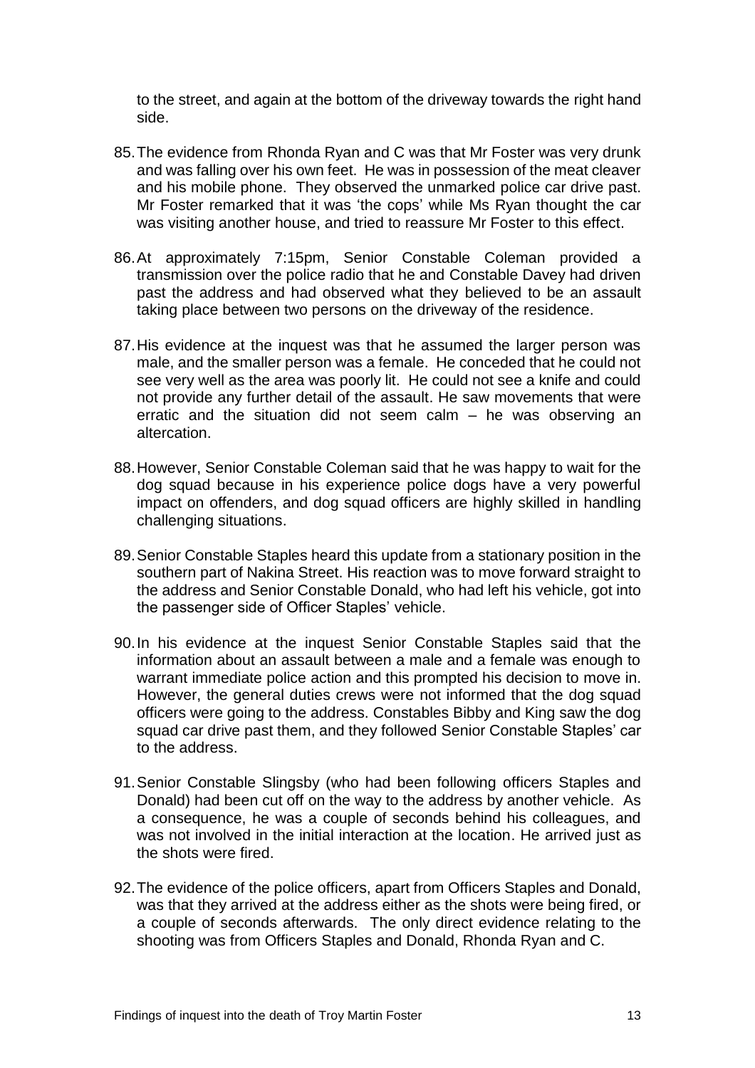to the street, and again at the bottom of the driveway towards the right hand side.

85. The evidence from Rhonda Ryan and C was that Mr Foster was very drunk and was falling over his own feet. He was in possession of the meat cleaver and his mobile phone. They observed the unmarked police car drive past. Mr Foster remarked that it was 'the cops' while Ms Ryan thought the car was visiting another house, and tried to reassure Mr Foster to this effect.

86. At approximately 7:15pm, Senior Constable Coleman provided a transmission over the police radio that he and Constable Davey had driven past the address and had observed what they believed to be an assault taking place between two persons on the driveway of the residence.

87. His evidence at the inquest was that he assumed the larger person was male, and the smaller person was a female. He conceded that he could not see very well as the area was poorly lit. He could not see a knife and could not provide any further detail of the assault. He saw movements that were erratic and the situation did not seem calm – he was observing an altercation.

88. However, Senior Constable Coleman said that he was happy to wait for the dog squad because in his experience police dogs have a very powerful impact on offenders, and dog squad officers are highly skilled in handling challenging situations.

89. Senior Constable Staples heard this update from a stationary position in the southern part of Nakina Street. His reaction was to move forward straight to the address and Senior Constable Donald, who had left his vehicle, got into the passenger side of Officer Staples' vehicle.

90. In his evidence at the inquest Senior Constable Staples said that the information about an assault between a male and a female was enough to warrant immediate police action and this prompted his decision to move in. However, the general duties crews were not informed that the dog squad officers were going to the address. Constables Bibby and King saw the dog squad car drive past them, and they followed Senior Constable Staples' car to the address.

91. Senior Constable Slingsby (who had been following officers Staples and Donald) had been cut off on the way to the address by another vehicle. As a consequence, he was a couple of seconds behind his colleagues, and was not involved in the initial interaction at the location. He arrived just as the shots were fired.

92. The evidence of the police officers, apart from Officers Staples and Donald, was that they arrived at the address either as the shots were being fired, or a couple of seconds afterwards. The only direct evidence relating to the shooting was from Officers Staples and Donald, Rhonda Ryan and C.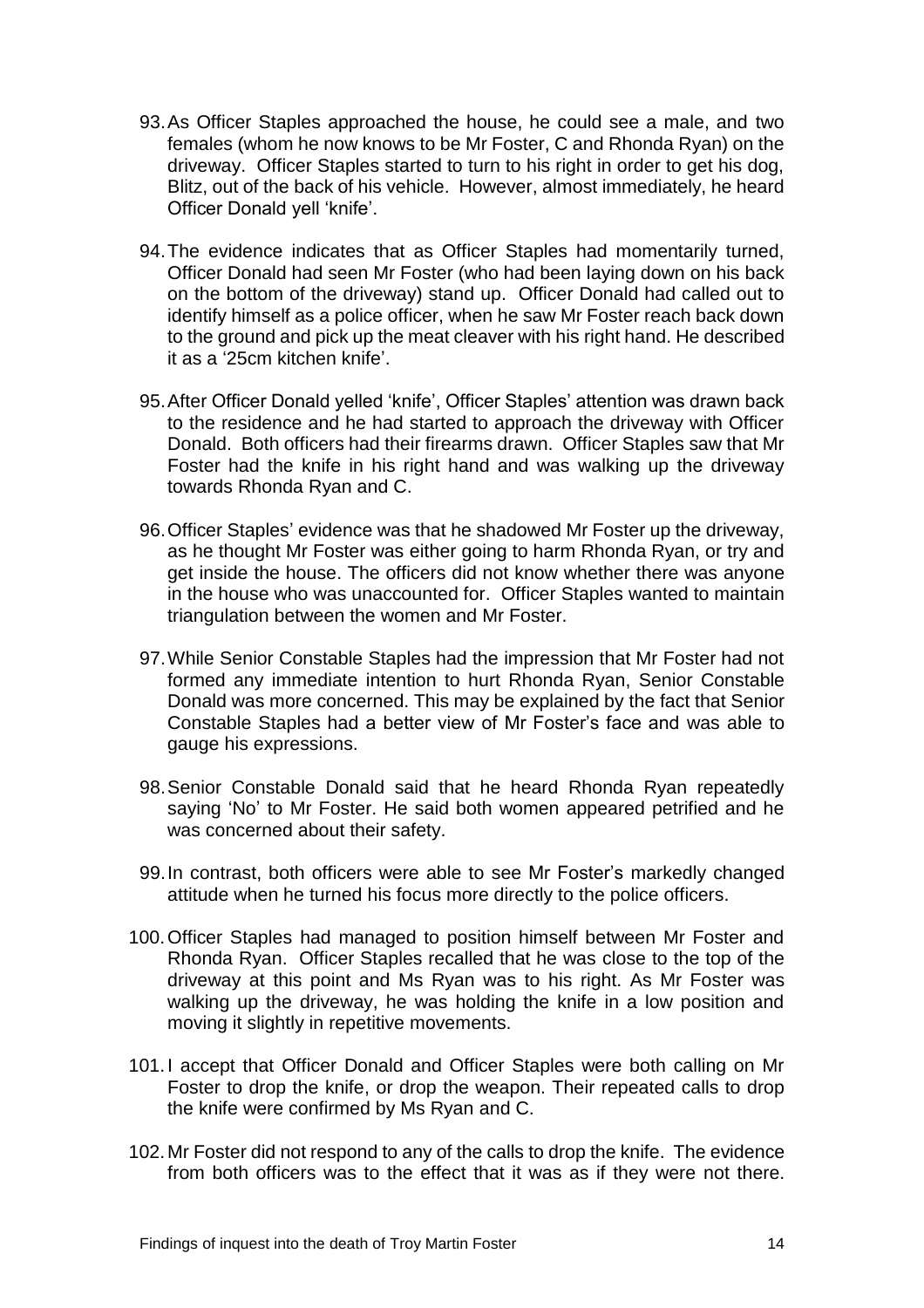93. As Officer Staples approached the house, he could see a male, and two females (whom he now knows to be Mr Foster, C and Rhonda Ryan) on the driveway. Officer Staples started to turn to his right in order to get his dog, Blitz, out of the back of his vehicle. However, almost immediately, he heard Officer Donald yell 'knife'.

94. The evidence indicates that as Officer Staples had momentarily turned, Officer Donald had seen Mr Foster (who had been laying down on his back on the bottom of the driveway) stand up. Officer Donald had called out to identify himself as a police officer, when he saw Mr Foster reach back down to the ground and pick up the meat cleaver with his right hand. He described it as a '25cm kitchen knife'.

95. After Officer Donald yelled 'knife', Officer Staples' attention was drawn back to the residence and he had started to approach the driveway with Officer Donald. Both officers had their firearms drawn. Officer Staples saw that Mr Foster had the knife in his right hand and was walking up the driveway towards Rhonda Ryan and C.

96. Officer Staples' evidence was that he shadowed Mr Foster up the driveway, as he thought Mr Foster was either going to harm Rhonda Ryan, or try and get inside the house. The officers did not know whether there was anyone in the house who was unaccounted for. Officer Staples wanted to maintain triangulation between the women and Mr Foster.

97. While Senior Constable Staples had the impression that Mr Foster had not formed any immediate intention to hurt Rhonda Ryan, Senior Constable Donald was more concerned. This may be explained by the fact that Senior Constable Staples had a better view of Mr Foster's face and was able to gauge his expressions.

98. Senior Constable Donald said that he heard Rhonda Ryan repeatedly saying 'No' to Mr Foster. He said both women appeared petrified and he was concerned about their safety.

99. In contrast, both officers were able to see Mr Foster's markedly changed attitude when he turned his focus more directly to the police officers.

100. Officer Staples had managed to position himself between Mr Foster and Rhonda Ryan. Officer Staples recalled that he was close to the top of the driveway at this point and Ms Ryan was to his right. As Mr Foster was walking up the driveway, he was holding the knife in a low position and moving it slightly in repetitive movements.

101. I accept that Officer Donald and Officer Staples were both calling on Mr Foster to drop the knife, or drop the weapon. Their repeated calls to drop the knife were confirmed by Ms Ryan and C.

102. Mr Foster did not respond to any of the calls to drop the knife. The evidence from both officers was to the effect that it was as if they were not there.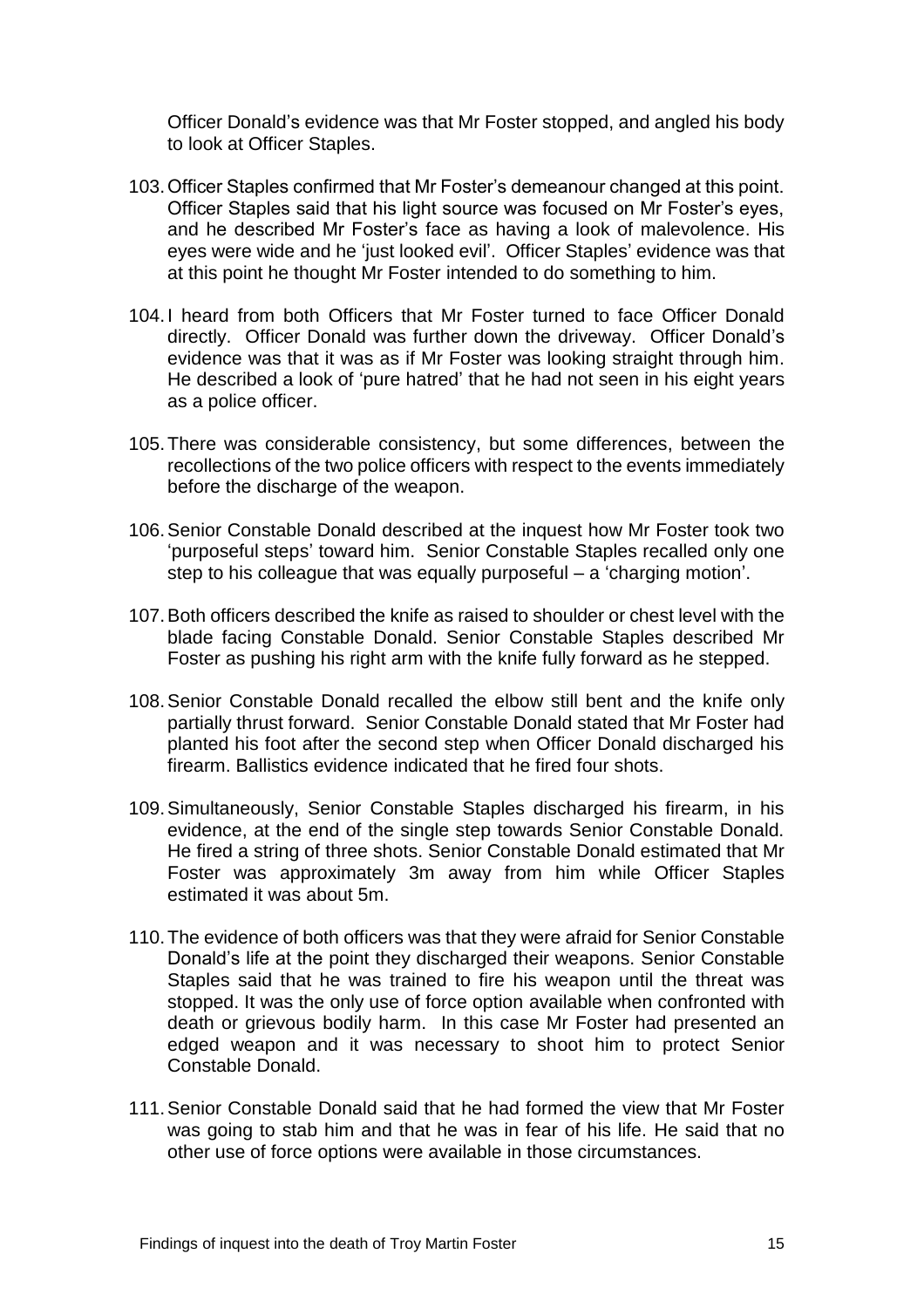Officer Donald's evidence was that Mr Foster stopped, and angled his body to look at Officer Staples.

103. Officer Staples confirmed that Mr Foster's demeanour changed at this point. Officer Staples said that his light source was focused on Mr Foster's eyes, and he described Mr Foster's face as having a look of malevolence. His eyes were wide and he 'just looked evil'. Officer Staples' evidence was that at this point he thought Mr Foster intended to do something to him.

104. I heard from both Officers that Mr Foster turned to face Officer Donald directly. Officer Donald was further down the driveway. Officer Donald's evidence was that it was as if Mr Foster was looking straight through him. He described a look of 'pure hatred' that he had not seen in his eight years as a police officer.

105. There was considerable consistency, but some differences, between the recollections of the two police officers with respect to the events immediately before the discharge of the weapon.

106. Senior Constable Donald described at the inquest how Mr Foster took two 'purposeful steps' toward him. Senior Constable Staples recalled only one step to his colleague that was equally purposeful – a 'charging motion'.

107. Both officers described the knife as raised to shoulder or chest level with the blade facing Constable Donald. Senior Constable Staples described Mr Foster as pushing his right arm with the knife fully forward as he stepped.

108. Senior Constable Donald recalled the elbow still bent and the knife only partially thrust forward. Senior Constable Donald stated that Mr Foster had planted his foot after the second step when Officer Donald discharged his firearm. Ballistics evidence indicated that he fired four shots.

109. Simultaneously, Senior Constable Staples discharged his firearm, in his evidence, at the end of the single step towards Senior Constable Donald. He fired a string of three shots. Senior Constable Donald estimated that Mr Foster was approximately 3m away from him while Officer Staples estimated it was about 5m.

110. The evidence of both officers was that they were afraid for Senior Constable Donald's life at the point they discharged their weapons. Senior Constable Staples said that he was trained to fire his weapon until the threat was stopped. It was the only use of force option available when confronted with death or grievous bodily harm. In this case Mr Foster had presented an edged weapon and it was necessary to shoot him to protect Senior Constable Donald.

111. Senior Constable Donald said that he had formed the view that Mr Foster was going to stab him and that he was in fear of his life. He said that no other use of force options were available in those circumstances.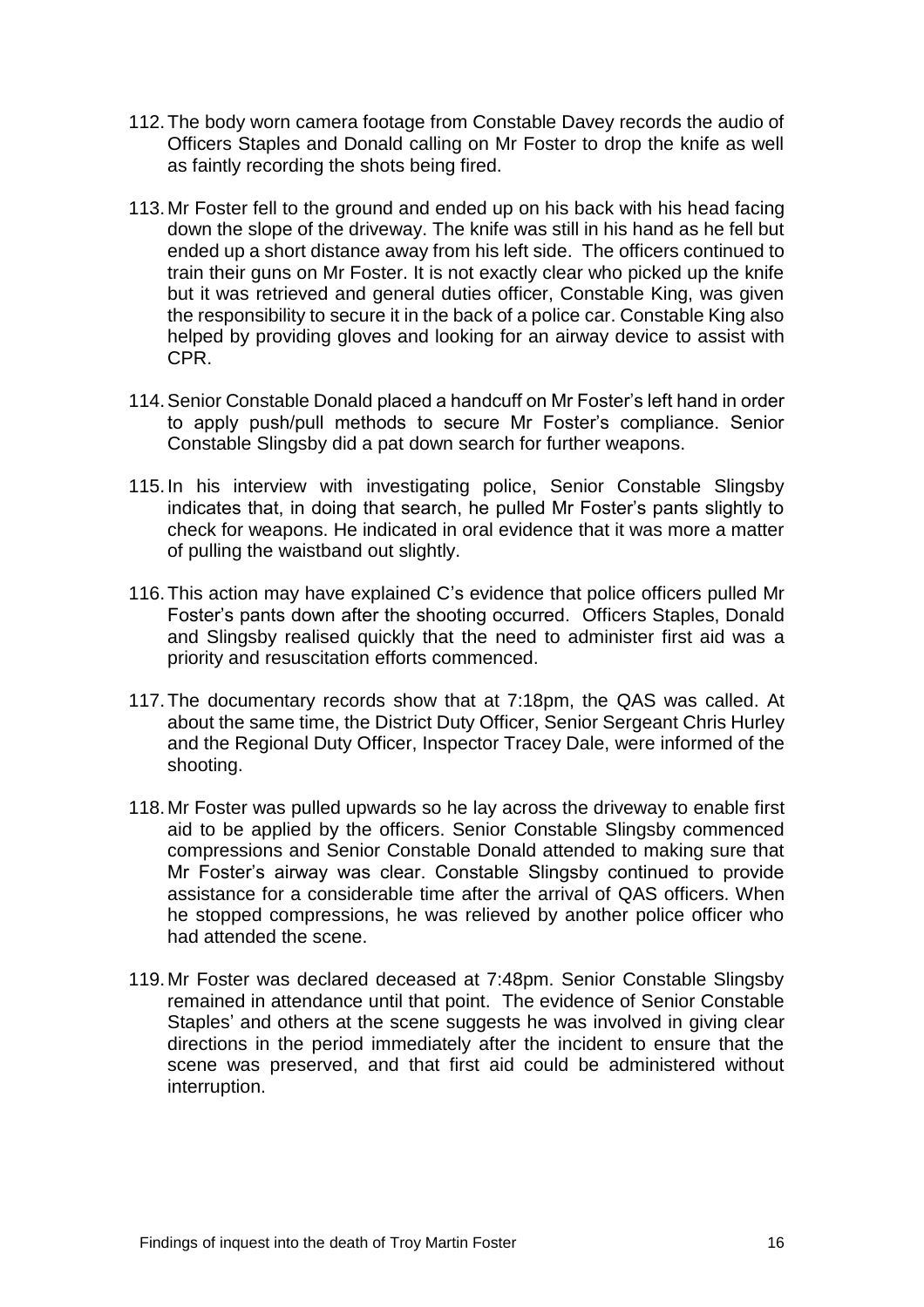112. The body worn camera footage from Constable Davey records the audio of Officers Staples and Donald calling on Mr Foster to drop the knife as well as faintly recording the shots being fired.

113. Mr Foster fell to the ground and ended up on his back with his head facing down the slope of the driveway. The knife was still in his hand as he fell but ended up a short distance away from his left side. The officers continued to train their guns on Mr Foster. It is not exactly clear who picked up the knife but it was retrieved and general duties officer, Constable King, was given the responsibility to secure it in the back of a police car. Constable King also helped by providing gloves and looking for an airway device to assist with CPR.

114. Senior Constable Donald placed a handcuff on Mr Foster's left hand in order to apply push/pull methods to secure Mr Foster's compliance. Senior Constable Slingsby did a pat down search for further weapons.

115. In his interview with investigating police, Senior Constable Slingsby indicates that, in doing that search, he pulled Mr Foster's pants slightly to check for weapons. He indicated in oral evidence that it was more a matter of pulling the waistband out slightly.

116. This action may have explained C's evidence that police officers pulled Mr Foster's pants down after the shooting occurred. Officers Staples, Donald and Slingsby realised quickly that the need to administer first aid was a priority and resuscitation efforts commenced.

117. The documentary records show that at 7:18pm, the QAS was called. At about the same time, the District Duty Officer, Senior Sergeant Chris Hurley and the Regional Duty Officer, Inspector Tracey Dale, were informed of the shooting.

118. Mr Foster was pulled upwards so he lay across the driveway to enable first aid to be applied by the officers. Senior Constable Slingsby commenced compressions and Senior Constable Donald attended to making sure that Mr Foster's airway was clear. Constable Slingsby continued to provide assistance for a considerable time after the arrival of QAS officers. When he stopped compressions, he was relieved by another police officer who had attended the scene.

119. Mr Foster was declared deceased at 7:48pm. Senior Constable Slingsby remained in attendance until that point. The evidence of Senior Constable Staples' and others at the scene suggests he was involved in giving clear directions in the period immediately after the incident to ensure that the scene was preserved, and that first aid could be administered without interruption.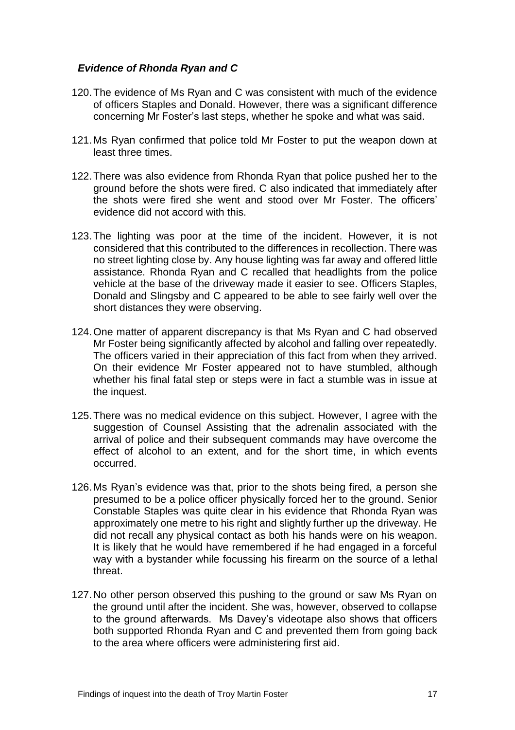### ***Evidence of Rhonda Ryan and C***

120. The evidence of Ms Ryan and C was consistent with much of the evidence of officers Staples and Donald. However, there was a significant difference concerning Mr Foster's last steps, whether he spoke and what was said.

121. Ms Ryan confirmed that police told Mr Foster to put the weapon down at least three times.

122. There was also evidence from Rhonda Ryan that police pushed her to the ground before the shots were fired. C also indicated that immediately after the shots were fired she went and stood over Mr Foster. The officers' evidence did not accord with this.

123. The lighting was poor at the time of the incident. However, it is not considered that this contributed to the differences in recollection. There was no street lighting close by. Any house lighting was far away and offered little assistance. Rhonda Ryan and C recalled that headlights from the police vehicle at the base of the driveway made it easier to see. Officers Staples, Donald and Slingsby and C appeared to be able to see fairly well over the short distances they were observing.

124. One matter of apparent discrepancy is that Ms Ryan and C had observed Mr Foster being significantly affected by alcohol and falling over repeatedly. The officers varied in their appreciation of this fact from when they arrived. On their evidence Mr Foster appeared not to have stumbled, although whether his final fatal step or steps were in fact a stumble was in issue at the inquest.

125. There was no medical evidence on this subject. However, I agree with the suggestion of Counsel Assisting that the adrenalin associated with the arrival of police and their subsequent commands may have overcome the effect of alcohol to an extent, and for the short time, in which events occurred.

126. Ms Ryan's evidence was that, prior to the shots being fired, a person she presumed to be a police officer physically forced her to the ground. Senior Constable Staples was quite clear in his evidence that Rhonda Ryan was approximately one metre to his right and slightly further up the driveway. He did not recall any physical contact as both his hands were on his weapon. It is likely that he would have remembered if he had engaged in a forceful way with a bystander while focussing his firearm on the source of a lethal threat.

127. No other person observed this pushing to the ground or saw Ms Ryan on the ground until after the incident. She was, however, observed to collapse to the ground afterwards. Ms Davey's videotape also shows that officers both supported Rhonda Ryan and C and prevented them from going back to the area where officers were administering first aid.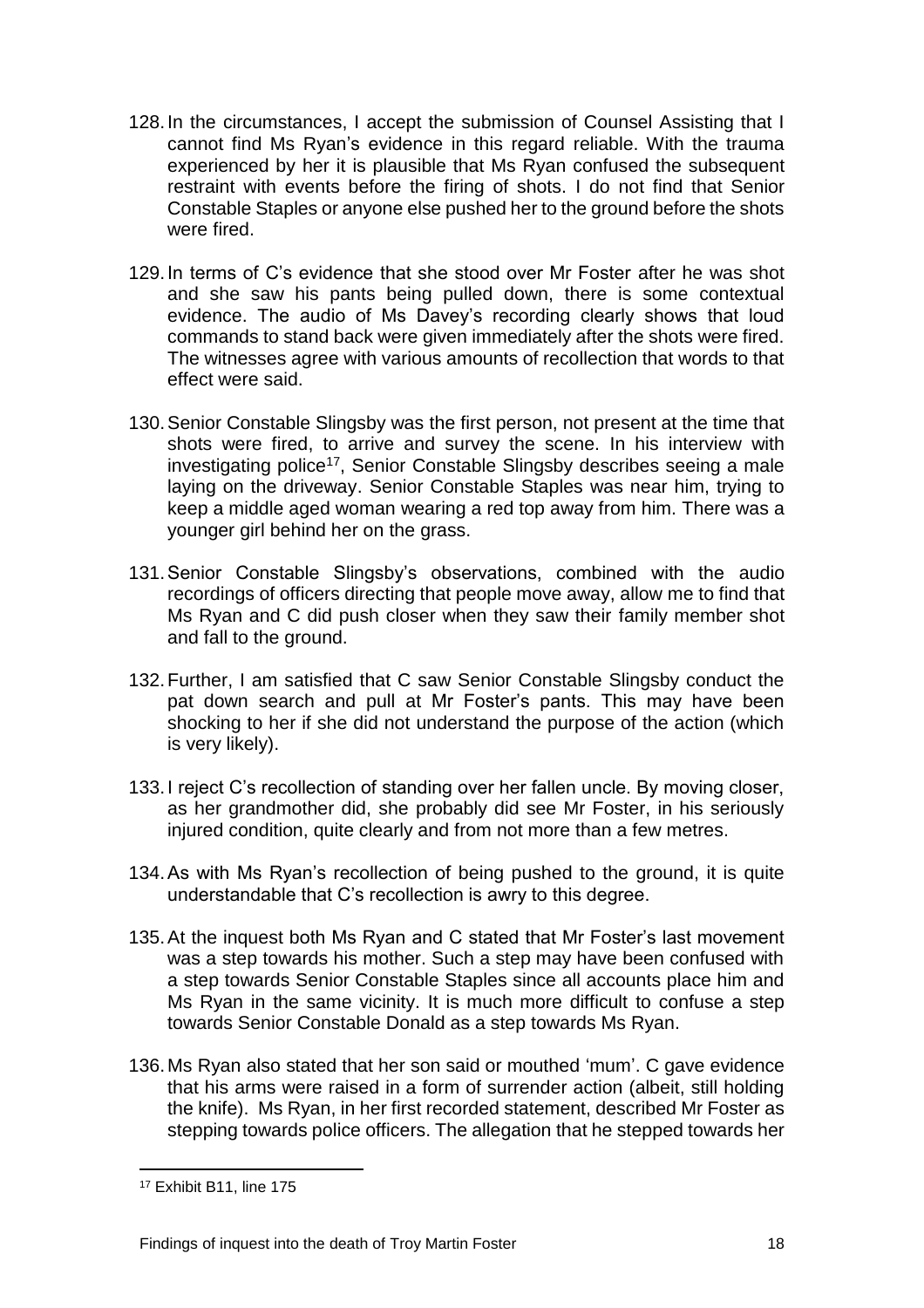128. In the circumstances, I accept the submission of Counsel Assisting that I cannot find Ms Ryan's evidence in this regard reliable. With the trauma experienced by her it is plausible that Ms Ryan confused the subsequent restraint with events before the firing of shots. I do not find that Senior Constable Staples or anyone else pushed her to the ground before the shots were fired.

129. In terms of C's evidence that she stood over Mr Foster after he was shot and she saw his pants being pulled down, there is some contextual evidence. The audio of Ms Davey's recording clearly shows that loud commands to stand back were given immediately after the shots were fired. The witnesses agree with various amounts of recollection that words to that effect were said.

130. Senior Constable Slingsby was the first person, not present at the time that shots were fired, to arrive and survey the scene. In his interview with investigating police[17], Senior Constable Slingsby describes seeing a male laying on the driveway. Senior Constable Staples was near him, trying to keep a middle aged woman wearing a red top away from him. There was a younger girl behind her on the grass.

131. Senior Constable Slingsby's observations, combined with the audio recordings of officers directing that people move away, allow me to find that Ms Ryan and C did push closer when they saw their family member shot and fall to the ground.

132. Further, I am satisfied that C saw Senior Constable Slingsby conduct the pat down search and pull at Mr Foster's pants. This may have been shocking to her if she did not understand the purpose of the action (which is very likely).

133. I reject C's recollection of standing over her fallen uncle. By moving closer, as her grandmother did, she probably did see Mr Foster, in his seriously injured condition, quite clearly and from not more than a few metres.

134. As with Ms Ryan's recollection of being pushed to the ground, it is quite understandable that C's recollection is awry to this degree.

135. At the inquest both Ms Ryan and C stated that Mr Foster's last movement was a step towards his mother. Such a step may have been confused with a step towards Senior Constable Staples since all accounts place him and Ms Ryan in the same vicinity. It is much more difficult to confuse a step towards Senior Constable Donald as a step towards Ms Ryan.

136. Ms Ryan also stated that her son said or mouthed 'mum'. C gave evidence that his arms were raised in a form of surrender action (albeit, still holding the knife). Ms Ryan, in her first recorded statement, described Mr Foster as stepping towards police officers. The allegation that he stepped towards her

---

[17] Exhibit B11, line 175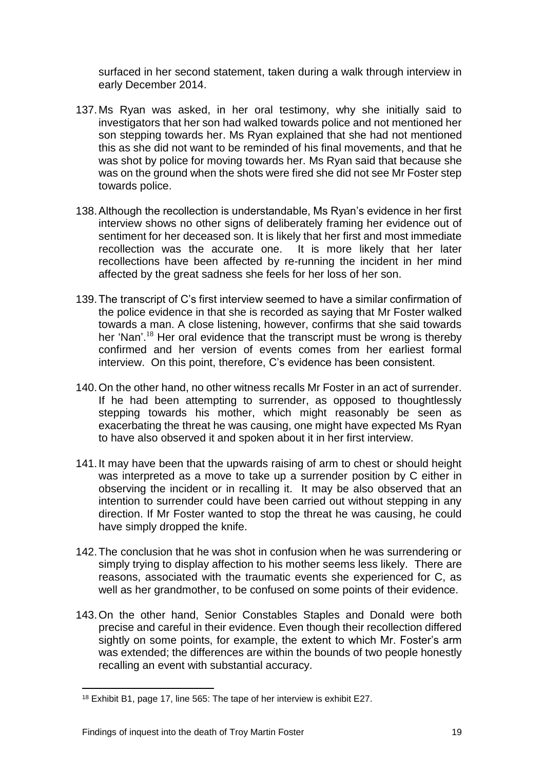surfaced in her second statement, taken during a walk through interview in early December 2014.

137. Ms Ryan was asked, in her oral testimony, why she initially said to investigators that her son had walked towards police and not mentioned her son stepping towards her. Ms Ryan explained that she had not mentioned this as she did not want to be reminded of his final movements, and that he was shot by police for moving towards her. Ms Ryan said that because she was on the ground when the shots were fired she did not see Mr Foster step towards police.

138. Although the recollection is understandable, Ms Ryan's evidence in her first interview shows no other signs of deliberately framing her evidence out of sentiment for her deceased son. It is likely that her first and most immediate recollection was the accurate one. It is more likely that her later recollections have been affected by re-running the incident in her mind affected by the great sadness she feels for her loss of her son.

139. The transcript of C's first interview seemed to have a similar confirmation of the police evidence in that she is recorded as saying that Mr Foster walked towards a man. A close listening, however, confirms that she said towards her 'Nan'.[18] Her oral evidence that the transcript must be wrong is thereby confirmed and her version of events comes from her earliest formal interview. On this point, therefore, C's evidence has been consistent.

140. On the other hand, no other witness recalls Mr Foster in an act of surrender. If he had been attempting to surrender, as opposed to thoughtlessly stepping towards his mother, which might reasonably be seen as exacerbating the threat he was causing, one might have expected Ms Ryan to have also observed it and spoken about it in her first interview.

141. It may have been that the upwards raising of arm to chest or should height was interpreted as a move to take up a surrender position by C either in observing the incident or in recalling it. It may be also observed that an intention to surrender could have been carried out without stepping in any direction. If Mr Foster wanted to stop the threat he was causing, he could have simply dropped the knife.

142. The conclusion that he was shot in confusion when he was surrendering or simply trying to display affection to his mother seems less likely. There are reasons, associated with the traumatic events she experienced for C, as well as her grandmother, to be confused on some points of their evidence.

143. On the other hand, Senior Constables Staples and Donald were both precise and careful in their evidence. Even though their recollection differed slightly on some points, for example, the extent to which Mr. Foster's arm was extended; the differences are within the bounds of two people honestly recalling an event with substantial accuracy.

---

[18] Exhibit B1, page 17, line 565: The tape of her interview is exhibit E27.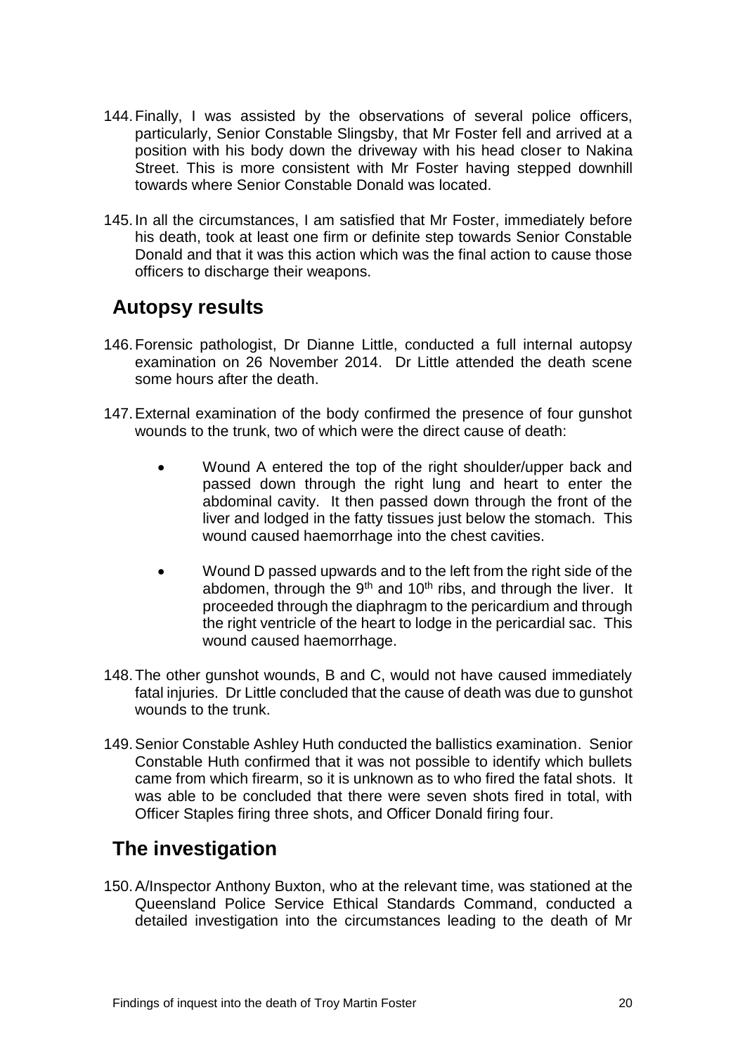144. Finally, I was assisted by the observations of several police officers, particularly, Senior Constable Slingsby, that Mr Foster fell and arrived at a position with his body down the driveway with his head closer to Nakina Street. This is more consistent with Mr Foster having stepped downhill towards where Senior Constable Donald was located.

145. In all the circumstances, I am satisfied that Mr Foster, immediately before his death, took at least one firm or definite step towards Senior Constable Donald and that it was this action which was the final action to cause those officers to discharge their weapons.

## Autopsy results

146. Forensic pathologist, Dr Dianne Little, conducted a full internal autopsy examination on 26 November 2014. Dr Little attended the death scene some hours after the death.

147. External examination of the body confirmed the presence of four gunshot wounds to the trunk, two of which were the direct cause of death:

- Wound A entered the top of the right shoulder/upper back and passed down through the right lung and heart to enter the abdominal cavity. It then passed down through the front of the liver and lodged in the fatty tissues just below the stomach. This wound caused haemorrhage into the chest cavities.

- Wound D passed upwards and to the left from the right side of the abdomen, through the 9th and 10th ribs, and through the liver. It proceeded through the diaphragm to the pericardium and through the right ventricle of the heart to lodge in the pericardial sac. This wound caused haemorrhage.

148. The other gunshot wounds, B and C, would not have caused immediately fatal injuries. Dr Little concluded that the cause of death was due to gunshot wounds to the trunk.

149. Senior Constable Ashley Huth conducted the ballistics examination. Senior Constable Huth confirmed that it was not possible to identify which bullets came from which firearm, so it is unknown as to who fired the fatal shots. It was able to be concluded that there were seven shots fired in total, with Officer Staples firing three shots, and Officer Donald firing four.

## The investigation

150. A/Inspector Anthony Buxton, who at the relevant time, was stationed at the Queensland Police Service Ethical Standards Command, conducted a detailed investigation into the circumstances leading to the death of Mr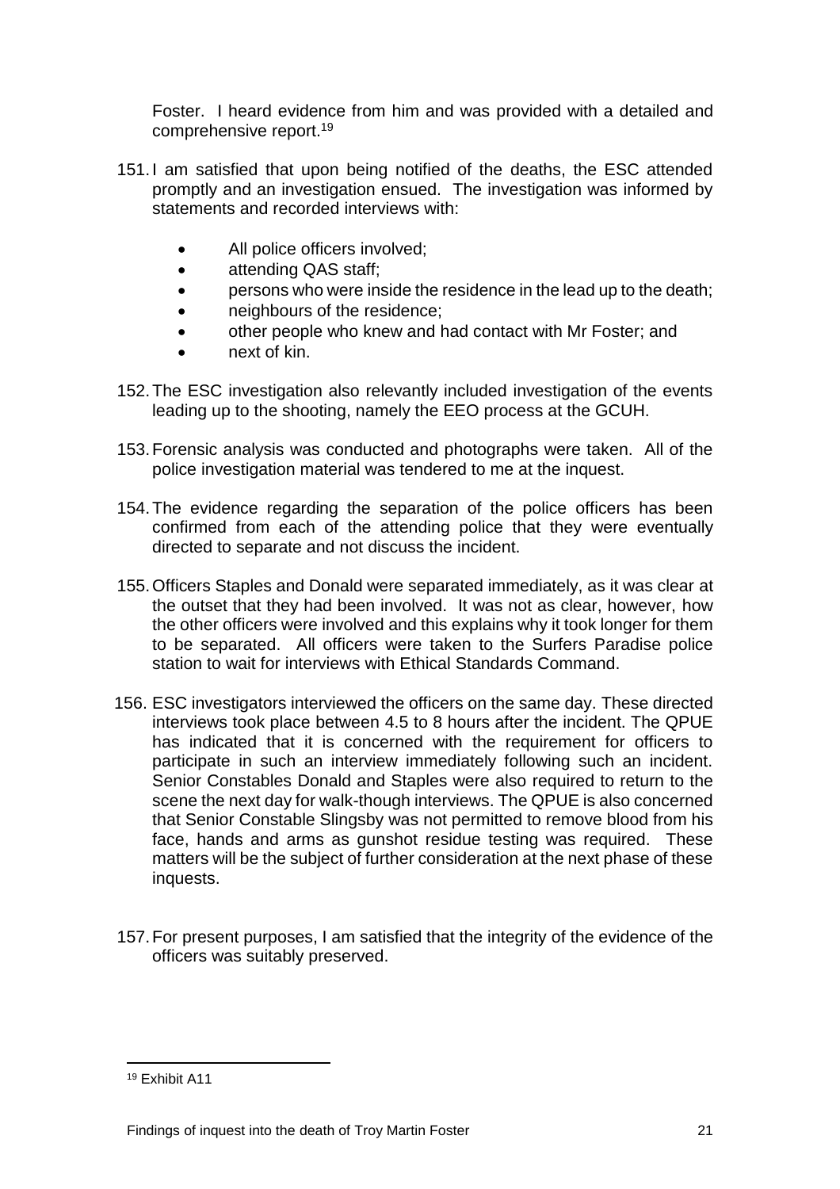Foster. I heard evidence from him and was provided with a detailed and comprehensive report.[19]

151. I am satisfied that upon being notified of the deaths, the ESC attended promptly and an investigation ensued. The investigation was informed by statements and recorded interviews with:

    - All police officers involved;
    - attending QAS staff;
    - persons who were inside the residence in the lead up to the death;
    - neighbours of the residence;
    - other people who knew and had contact with Mr Foster; and
    - next of kin.

152. The ESC investigation also relevantly included investigation of the events leading up to the shooting, namely the EEO process at the GCUH.

153. Forensic analysis was conducted and photographs were taken. All of the police investigation material was tendered to me at the inquest.

154. The evidence regarding the separation of the police officers has been confirmed from each of the attending police that they were eventually directed to separate and not discuss the incident.

155. Officers Staples and Donald were separated immediately, as it was clear at the outset that they had been involved. It was not as clear, however, how the other officers were involved and this explains why it took longer for them to be separated. All officers were taken to the Surfers Paradise police station to wait for interviews with Ethical Standards Command.

156. ESC investigators interviewed the officers on the same day. These directed interviews took place between 4.5 to 8 hours after the incident. The QPUE has indicated that it is concerned with the requirement for officers to participate in such an interview immediately following such an incident. Senior Constables Donald and Staples were also required to return to the scene the next day for walk-though interviews. The QPUE is also concerned that Senior Constable Slingsby was not permitted to remove blood from his face, hands and arms as gunshot residue testing was required. These matters will be the subject of further consideration at the next phase of these inquests.

157. For present purposes, I am satisfied that the integrity of the evidence of the officers was suitably preserved.

---

[19] Exhibit A11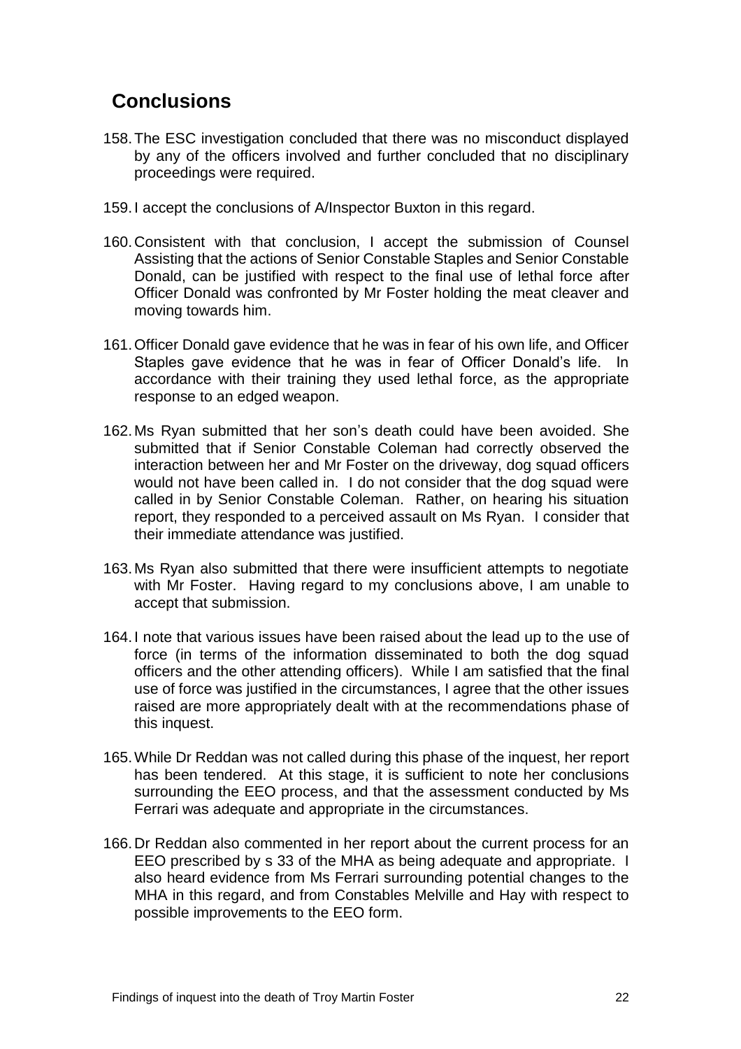## Conclusions

158. The ESC investigation concluded that there was no misconduct displayed by any of the officers involved and further concluded that no disciplinary proceedings were required.

159. I accept the conclusions of A/Inspector Buxton in this regard.

160. Consistent with that conclusion, I accept the submission of Counsel Assisting that the actions of Senior Constable Staples and Senior Constable Donald, can be justified with respect to the final use of lethal force after Officer Donald was confronted by Mr Foster holding the meat cleaver and moving towards him.

161. Officer Donald gave evidence that he was in fear of his own life, and Officer Staples gave evidence that he was in fear of Officer Donald's life. In accordance with their training they used lethal force, as the appropriate response to an edged weapon.

162. Ms Ryan submitted that her son's death could have been avoided. She submitted that if Senior Constable Coleman had correctly observed the interaction between her and Mr Foster on the driveway, dog squad officers would not have been called in. I do not consider that the dog squad were called in by Senior Constable Coleman. Rather, on hearing his situation report, they responded to a perceived assault on Ms Ryan. I consider that their immediate attendance was justified.

163. Ms Ryan also submitted that there were insufficient attempts to negotiate with Mr Foster. Having regard to my conclusions above, I am unable to accept that submission.

164. I note that various issues have been raised about the lead up to the use of force (in terms of the information disseminated to both the dog squad officers and the other attending officers). While I am satisfied that the final use of force was justified in the circumstances, I agree that the other issues raised are more appropriately dealt with at the recommendations phase of this inquest.

165. While Dr Reddan was not called during this phase of the inquest, her report has been tendered. At this stage, it is sufficient to note her conclusions surrounding the EEO process, and that the assessment conducted by Ms Ferrari was adequate and appropriate in the circumstances.

166. Dr Reddan also commented in her report about the current process for an EEO prescribed by s 33 of the MHA as being adequate and appropriate. I also heard evidence from Ms Ferrari surrounding potential changes to the MHA in this regard, and from Constables Melville and Hay with respect to possible improvements to the EEO form.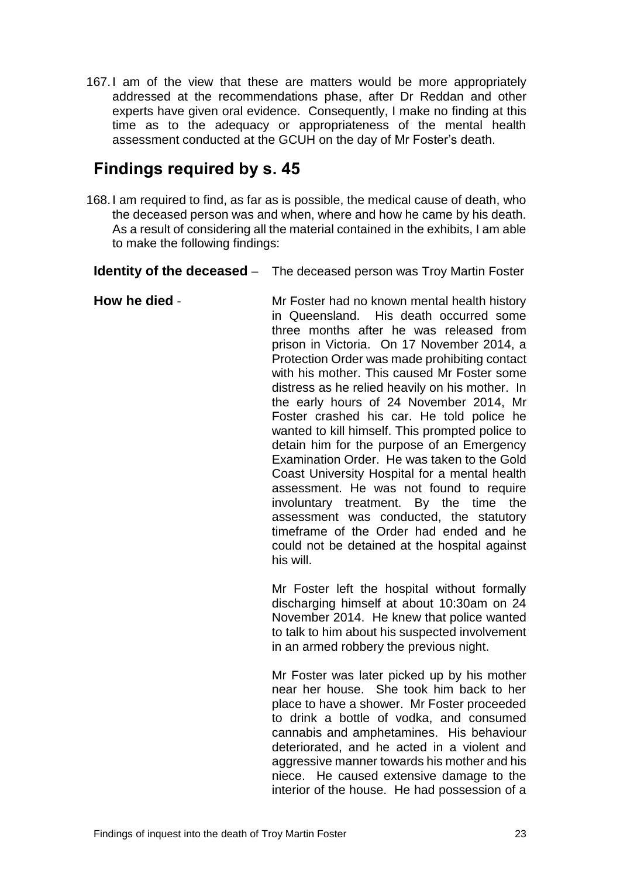167. I am of the view that these are matters would be more appropriately addressed at the recommendations phase, after Dr Reddan and other experts have given oral evidence. Consequently, I make no finding at this time as to the adequacy or appropriateness of the mental health assessment conducted at the GCUH on the day of Mr Foster's death.

## Findings required by s. 45

168. I am required to find, as far as is possible, the medical cause of death, who the deceased person was and when, where and how he came by his death. As a result of considering all the material contained in the exhibits, I am able to make the following findings:

**Identity of the deceased** – The deceased person was Troy Martin Foster

**How he died** - Mr Foster had no known mental health history in Queensland. His death occurred some three months after he was released from prison in Victoria. On 17 November 2014, a Protection Order was made prohibiting contact with his mother. This caused Mr Foster some distress as he relied heavily on his mother. In the early hours of 24 November 2014, Mr Foster crashed his car. He told police he wanted to kill himself. This prompted police to detain him for the purpose of an Emergency Examination Order. He was taken to the Gold Coast University Hospital for a mental health assessment. He was not found to require involuntary treatment. By the time the assessment was conducted, the statutory timeframe of the Order had ended and he could not be detained at the hospital against his will.

Mr Foster left the hospital without formally discharging himself at about 10:30am on 24 November 2014. He knew that police wanted to talk to him about his suspected involvement in an armed robbery the previous night.

Mr Foster was later picked up by his mother near her house. She took him back to her place to have a shower. Mr Foster proceeded to drink a bottle of vodka, and consumed cannabis and amphetamines. His behaviour deteriorated, and he acted in a violent and aggressive manner towards his mother and his niece. He caused extensive damage to the interior of the house. He had possession of a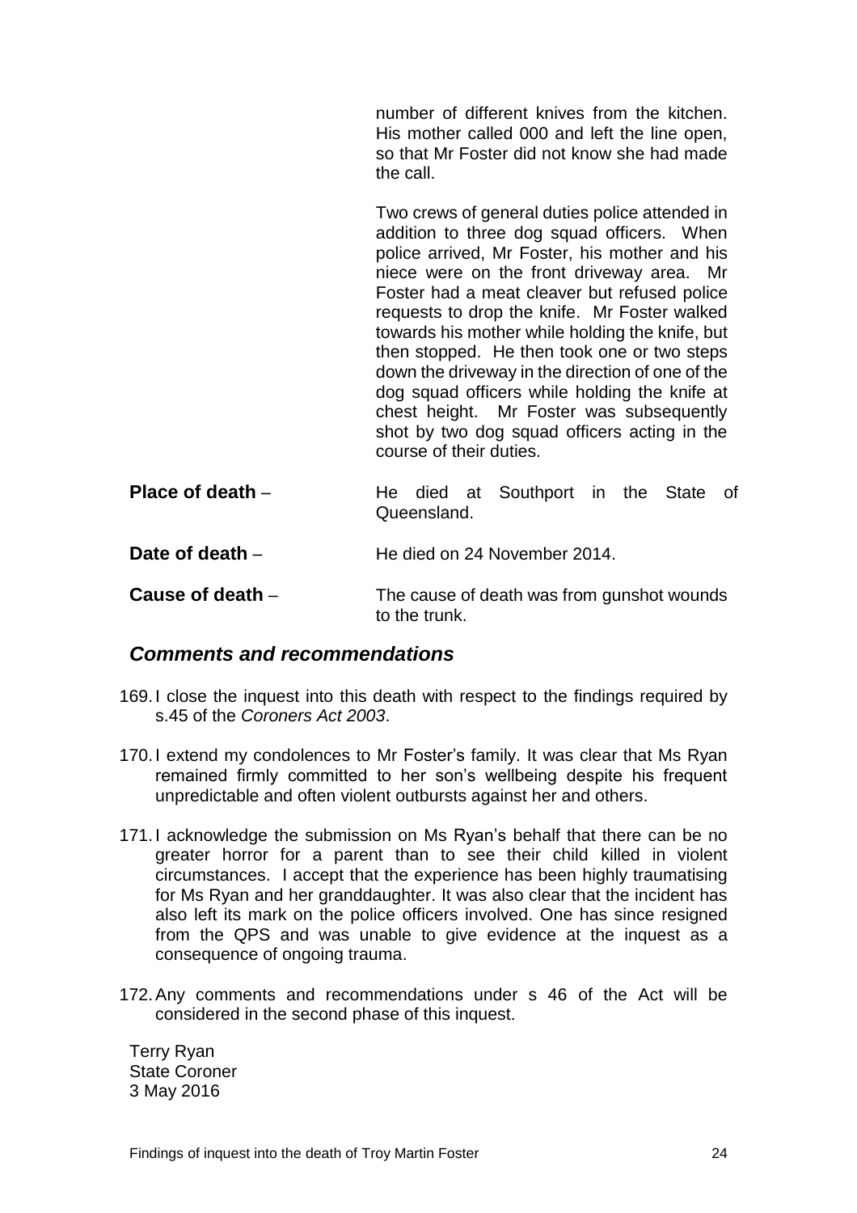number of different knives from the kitchen. His mother called 000 and left the line open, so that Mr Foster did not know she had made the call.

Two crews of general duties police attended in addition to three dog squad officers. When police arrived, Mr Foster, his mother and his niece were on the front driveway area. Mr Foster had a meat cleaver but refused police requests to drop the knife. Mr Foster walked towards his mother while holding the knife, but then stopped. He then took one or two steps down the driveway in the direction of one of the dog squad officers while holding the knife at chest height. Mr Foster was subsequently shot by two dog squad officers acting in the course of their duties.

**Place of death** – He died at Southport in the State of Queensland.

**Date of death** – He died on 24 November 2014.

**Cause of death** – The cause of death was from gunshot wounds to the trunk.

## *Comments and recommendations*

169. I close the inquest into this death with respect to the findings required by s.45 of the *Coroners Act 2003*.

170. I extend my condolences to Mr Foster's family. It was clear that Ms Ryan remained firmly committed to her son's wellbeing despite his frequent unpredictable and often violent outbursts against her and others.

171. I acknowledge the submission on Ms Ryan's behalf that there can be no greater horror for a parent than to see their child killed in violent circumstances. I accept that the experience has been highly traumatising for Ms Ryan and her granddaughter. It was also clear that the incident has also left its mark on the police officers involved. One has since resigned from the QPS and was unable to give evidence at the inquest as a consequence of ongoing trauma.

172. Any comments and recommendations under s 46 of the Act will be considered in the second phase of this inquest.

Terry Ryan
State Coroner
3 May 2016